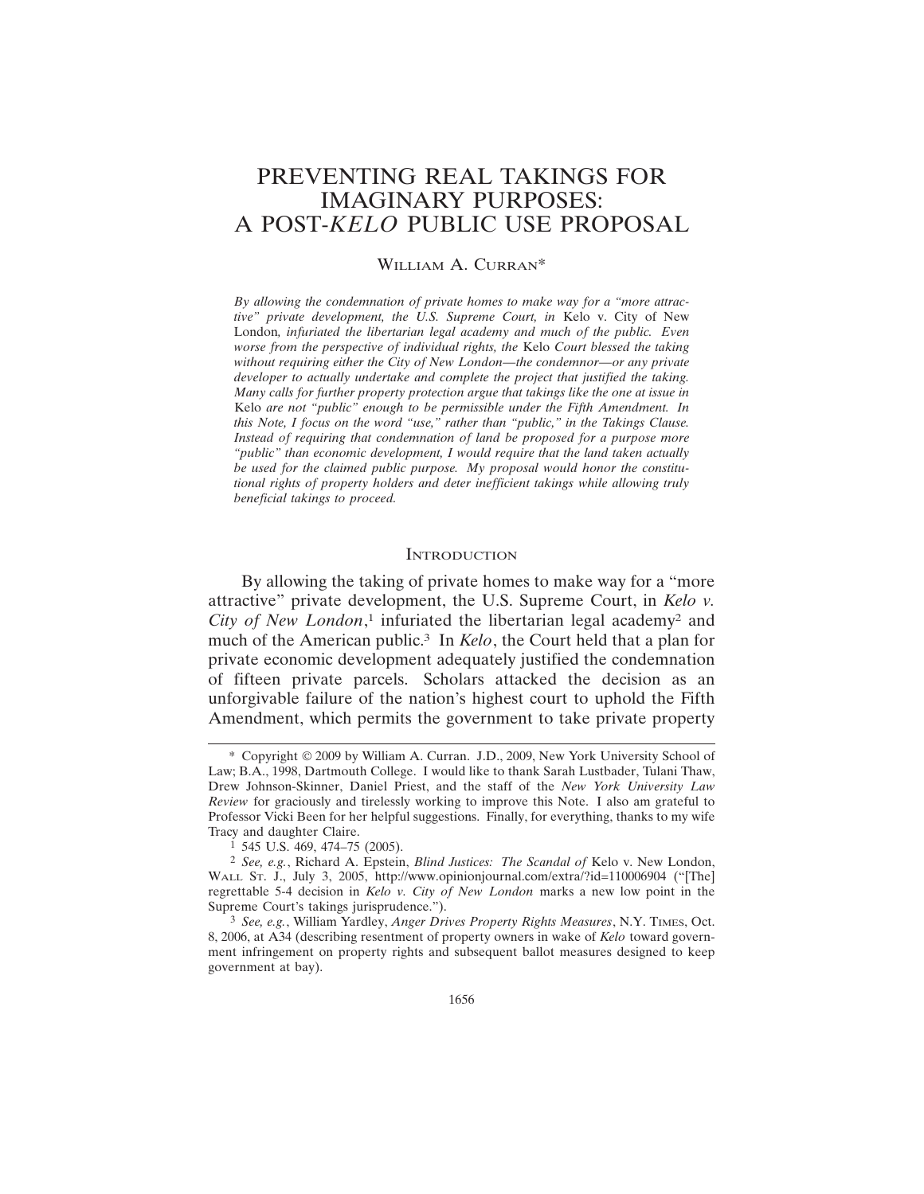# PREVENTING REAL TAKINGS FOR IMAGINARY PURPOSES: A POST-*KELO* PUBLIC USE PROPOSAL

William A. Curran*

*By allowing the condemnation of private homes to make way for a "more attractive" private development, the U.S. Supreme Court, in* Kelo v. City of New London*, infuriated the libertarian legal academy and much of the public. Even worse from the perspective of individual rights, the* Kelo *Court blessed the taking without requiring either the City of New London—the condemnor—or any private developer to actually undertake and complete the project that justified the taking. Many calls for further property protection argue that takings like the one at issue in* Kelo *are not "public" enough to be permissible under the Fifth Amendment. In this Note, I focus on the word "use," rather than "public," in the Takings Clause. Instead of requiring that condemnation of land be proposed for a purpose more "public" than economic development, I would require that the land taken actually be used for the claimed public purpose. My proposal would honor the constitutional rights of property holders and deter inefficient takings while allowing truly beneficial takings to proceed.*

## Introduction

By allowing the taking of private homes to make way for a "more attractive" private development, the U.S. Supreme Court, in *Kelo v. City of New London*,[1] infuriated the libertarian legal academy[2] and much of the American public.[3] In *Kelo*, the Court held that a plan for private economic development adequately justified the condemnation of fifteen private parcels. Scholars attacked the decision as an unforgivable failure of the nation's highest court to uphold the Fifth Amendment, which permits the government to take private property

---

\* Copyright © 2009 by William A. Curran. J.D., 2009, New York University School of Law; B.A., 1998, Dartmouth College. I would like to thank Sarah Lustbader, Tulani Thaw, Drew Johnson-Skinner, Daniel Priest, and the staff of the *New York University Law Review* for graciously and tirelessly working to improve this Note. I also am grateful to Professor Vicki Been for her helpful suggestions. Finally, for everything, thanks to my wife Tracy and daughter Claire.

[1] 545 U.S. 469, 474–75 (2005).

[2] *See, e.g.*, Richard A. Epstein, *Blind Justices: The Scandal of* Kelo v. New London, Wall St. J., July 3, 2005, http://www.opinionjournal.com/extra/?id=110006904 ("[The] regrettable 5-4 decision in *Kelo v. City of New London* marks a new low point in the Supreme Court's takings jurisprudence.").

[3] *See, e.g.*, William Yardley, *Anger Drives Property Rights Measures*, N.Y. Times, Oct. 8, 2006, at A34 (describing resentment of property owners in wake of *Kelo* toward government infringement on property rights and subsequent ballot measures designed to keep government at bay).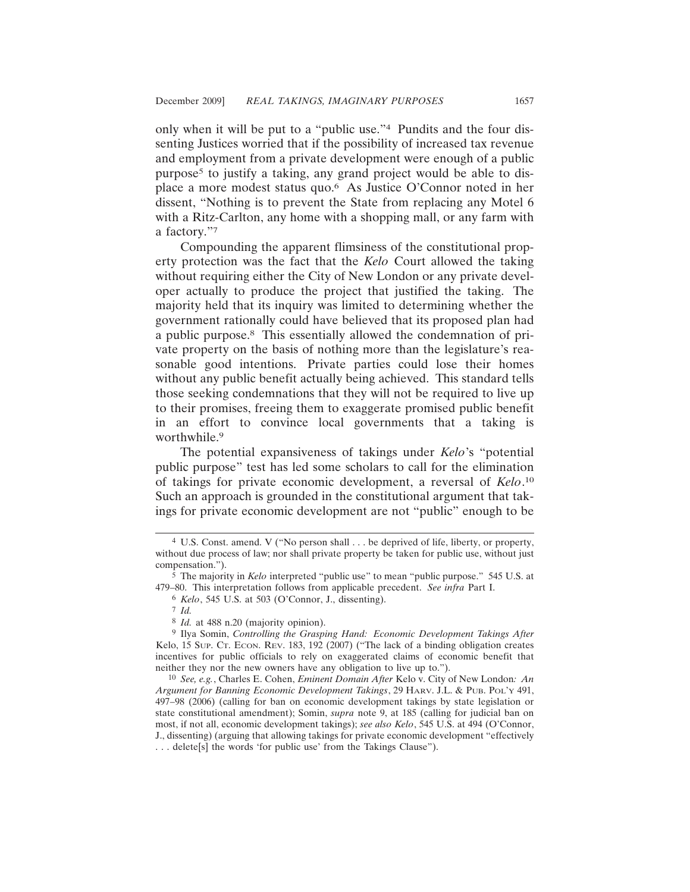only when it will be put to a "public use."[4] Pundits and the four dissenting Justices worried that if the possibility of increased tax revenue and employment from a private development were enough of a public purpose[5] to justify a taking, any grand project would be able to displace a more modest status quo.[6] As Justice O'Connor noted in her dissent, "Nothing is to prevent the State from replacing any Motel 6 with a Ritz-Carlton, any home with a shopping mall, or any farm with a factory."[7]

Compounding the apparent flimsiness of the constitutional property protection was the fact that the *Kelo* Court allowed the taking without requiring either the City of New London or any private developer actually to produce the project that justified the taking. The majority held that its inquiry was limited to determining whether the government rationally could have believed that its proposed plan had a public purpose.[8] This essentially allowed the condemnation of private property on the basis of nothing more than the legislature's reasonable good intentions. Private parties could lose their homes without any public benefit actually being achieved. This standard tells those seeking condemnations that they will not be required to live up to their promises, freeing them to exaggerate promised public benefit in an effort to convince local governments that a taking is worthwhile.[9]

The potential expansiveness of takings under *Kelo*'s "potential public purpose" test has led some scholars to call for the elimination of takings for private economic development, a reversal of *Kelo*.[10] Such an approach is grounded in the constitutional argument that takings for private economic development are not "public" enough to be

---

[4] U.S. Const. amend. V ("No person shall . . . be deprived of life, liberty, or property, without due process of law; nor shall private property be taken for public use, without just compensation.").

[5] The majority in *Kelo* interpreted "public use" to mean "public purpose." 545 U.S. at 479–80. This interpretation follows from applicable precedent. *See infra* Part I.

[6] *Kelo*, 545 U.S. at 503 (O'Connor, J., dissenting).

[7] *Id.*

[8] *Id.* at 488 n.20 (majority opinion).

[9] Ilya Somin, *Controlling the Grasping Hand: Economic Development Takings After* Kelo, 15 SUP. CT. ECON. REV. 183, 192 (2007) ("The lack of a binding obligation creates incentives for public officials to rely on exaggerated claims of economic benefit that neither they nor the new owners have any obligation to live up to.").

[10] *See, e.g.*, Charles E. Cohen, *Eminent Domain After* Kelo v. City of New London*: An Argument for Banning Economic Development Takings*, 29 HARV. J.L. & PUB. POL'Y 491, 497–98 (2006) (calling for ban on economic development takings by state legislation or state constitutional amendment); Somin, *supra* note 9, at 185 (calling for judicial ban on most, if not all, economic development takings); *see also Kelo*, 545 U.S. at 494 (O'Connor, J., dissenting) (arguing that allowing takings for private economic development "effectively . . . delete[s] the words 'for public use' from the Takings Clause").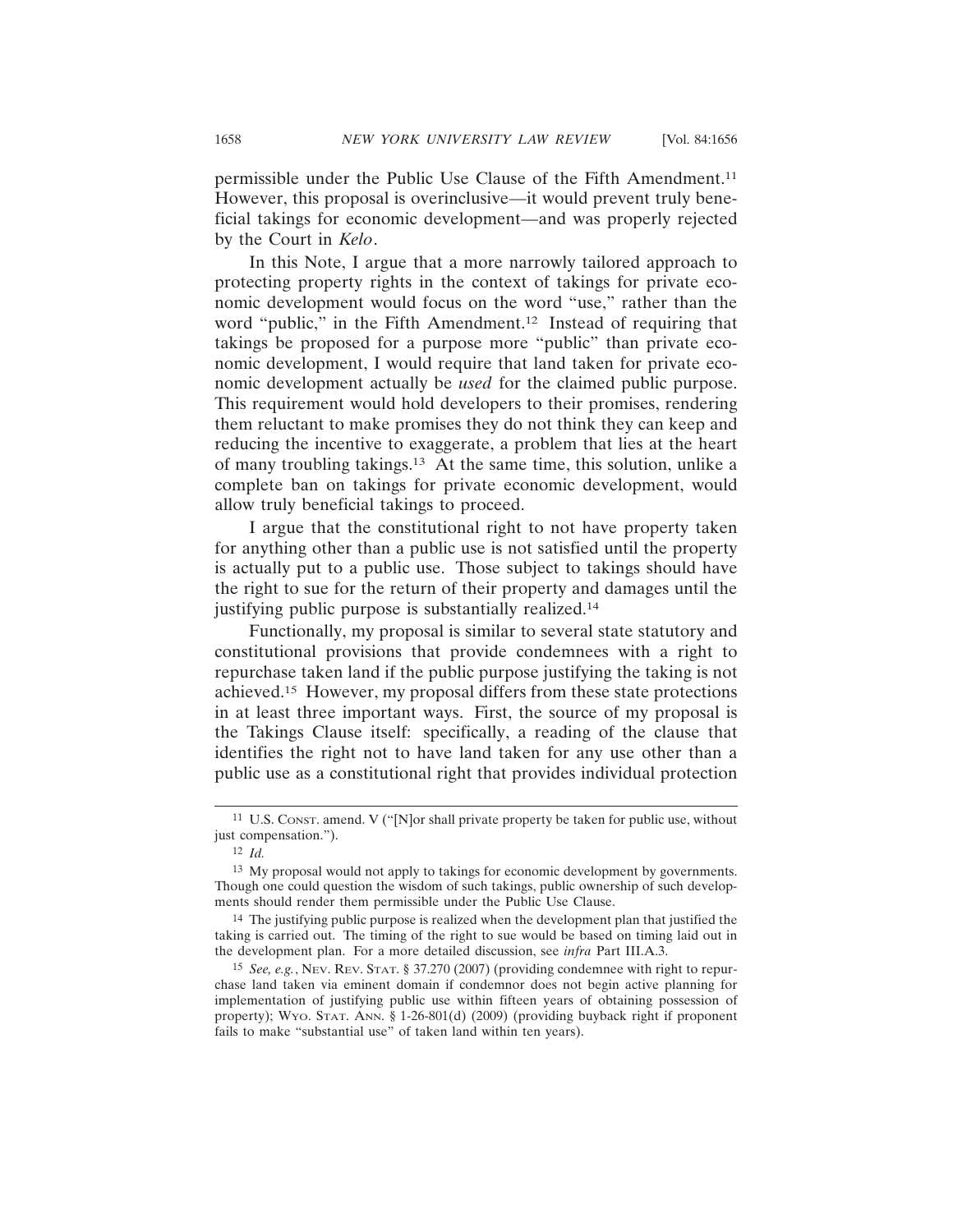permissible under the Public Use Clause of the Fifth Amendment.[11] However, this proposal is overinclusive—it would prevent truly beneficial takings for economic development—and was properly rejected by the Court in *Kelo*.

In this Note, I argue that a more narrowly tailored approach to protecting property rights in the context of takings for private economic development would focus on the word "use," rather than the word "public," in the Fifth Amendment.[12] Instead of requiring that takings be proposed for a purpose more "public" than private economic development, I would require that land taken for private economic development actually be *used* for the claimed public purpose. This requirement would hold developers to their promises, rendering them reluctant to make promises they do not think they can keep and reducing the incentive to exaggerate, a problem that lies at the heart of many troubling takings.[13] At the same time, this solution, unlike a complete ban on takings for private economic development, would allow truly beneficial takings to proceed.

I argue that the constitutional right to not have property taken for anything other than a public use is not satisfied until the property is actually put to a public use. Those subject to takings should have the right to sue for the return of their property and damages until the justifying public purpose is substantially realized.[14]

Functionally, my proposal is similar to several state statutory and constitutional provisions that provide condemnees with a right to repurchase taken land if the public purpose justifying the taking is not achieved.[15] However, my proposal differs from these state protections in at least three important ways. First, the source of my proposal is the Takings Clause itself: specifically, a reading of the clause that identifies the right not to have land taken for any use other than a public use as a constitutional right that provides individual protection

---

[11] U.S. CONST. amend. V ("[N]or shall private property be taken for public use, without just compensation.").

[12] *Id.*

[13] My proposal would not apply to takings for economic development by governments. Though one could question the wisdom of such takings, public ownership of such developments should render them permissible under the Public Use Clause.

[14] The justifying public purpose is realized when the development plan that justified the taking is carried out. The timing of the right to sue would be based on timing laid out in the development plan. For a more detailed discussion, see *infra* Part III.A.3.

[15] *See, e.g.*, NEV. REV. STAT. § 37.270 (2007) (providing condemnee with right to repurchase land taken via eminent domain if condemnor does not begin active planning for implementation of justifying public use within fifteen years of obtaining possession of property); WYO. STAT. ANN. § 1-26-801(d) (2009) (providing buyback right if proponent fails to make "substantial use" of taken land within ten years).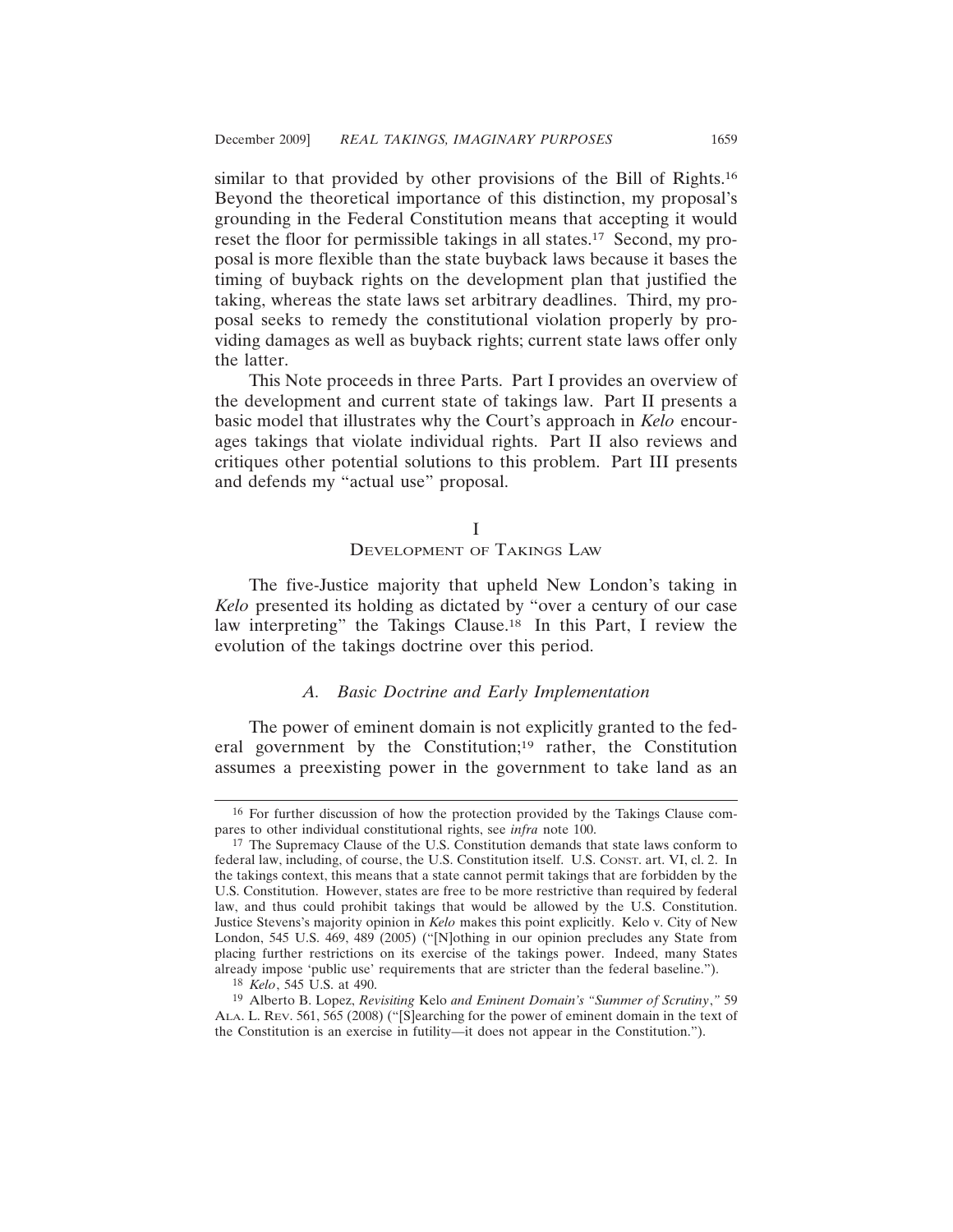similar to that provided by other provisions of the Bill of Rights.[16] Beyond the theoretical importance of this distinction, my proposal's grounding in the Federal Constitution means that accepting it would reset the floor for permissible takings in all states.[17] Second, my proposal is more flexible than the state buyback laws because it bases the timing of buyback rights on the development plan that justified the taking, whereas the state laws set arbitrary deadlines. Third, my proposal seeks to remedy the constitutional violation properly by providing damages as well as buyback rights; current state laws offer only the latter.

This Note proceeds in three Parts. Part I provides an overview of the development and current state of takings law. Part II presents a basic model that illustrates why the Court's approach in *Kelo* encourages takings that violate individual rights. Part II also reviews and critiques other potential solutions to this problem. Part III presents and defends my "actual use" proposal.

# I
# DEVELOPMENT OF TAKINGS LAW

The five-Justice majority that upheld New London's taking in *Kelo* presented its holding as dictated by "over a century of our case law interpreting" the Takings Clause.[18] In this Part, I review the evolution of the takings doctrine over this period.

## *A. Basic Doctrine and Early Implementation*

The power of eminent domain is not explicitly granted to the federal government by the Constitution;[19] rather, the Constitution assumes a preexisting power in the government to take land as an

---

[16] For further discussion of how the protection provided by the Takings Clause compares to other individual constitutional rights, see *infra* note 100.

[17] The Supremacy Clause of the U.S. Constitution demands that state laws conform to federal law, including, of course, the U.S. Constitution itself. U.S. CONST. art. VI, cl. 2. In the takings context, this means that a state cannot permit takings that are forbidden by the U.S. Constitution. However, states are free to be more restrictive than required by federal law, and thus could prohibit takings that would be allowed by the U.S. Constitution. Justice Stevens's majority opinion in *Kelo* makes this point explicitly. Kelo v. City of New London, 545 U.S. 469, 489 (2005) ("[N]othing in our opinion precludes any State from placing further restrictions on its exercise of the takings power. Indeed, many States already impose 'public use' requirements that are stricter than the federal baseline.").

[18] *Kelo*, 545 U.S. at 490.

[19] Alberto B. Lopez, *Revisiting* Kelo *and Eminent Domain's "Summer of Scrutiny*,*"* 59 ALA. L. REV. 561, 565 (2008) ("[S]earching for the power of eminent domain in the text of the Constitution is an exercise in futility—it does not appear in the Constitution.").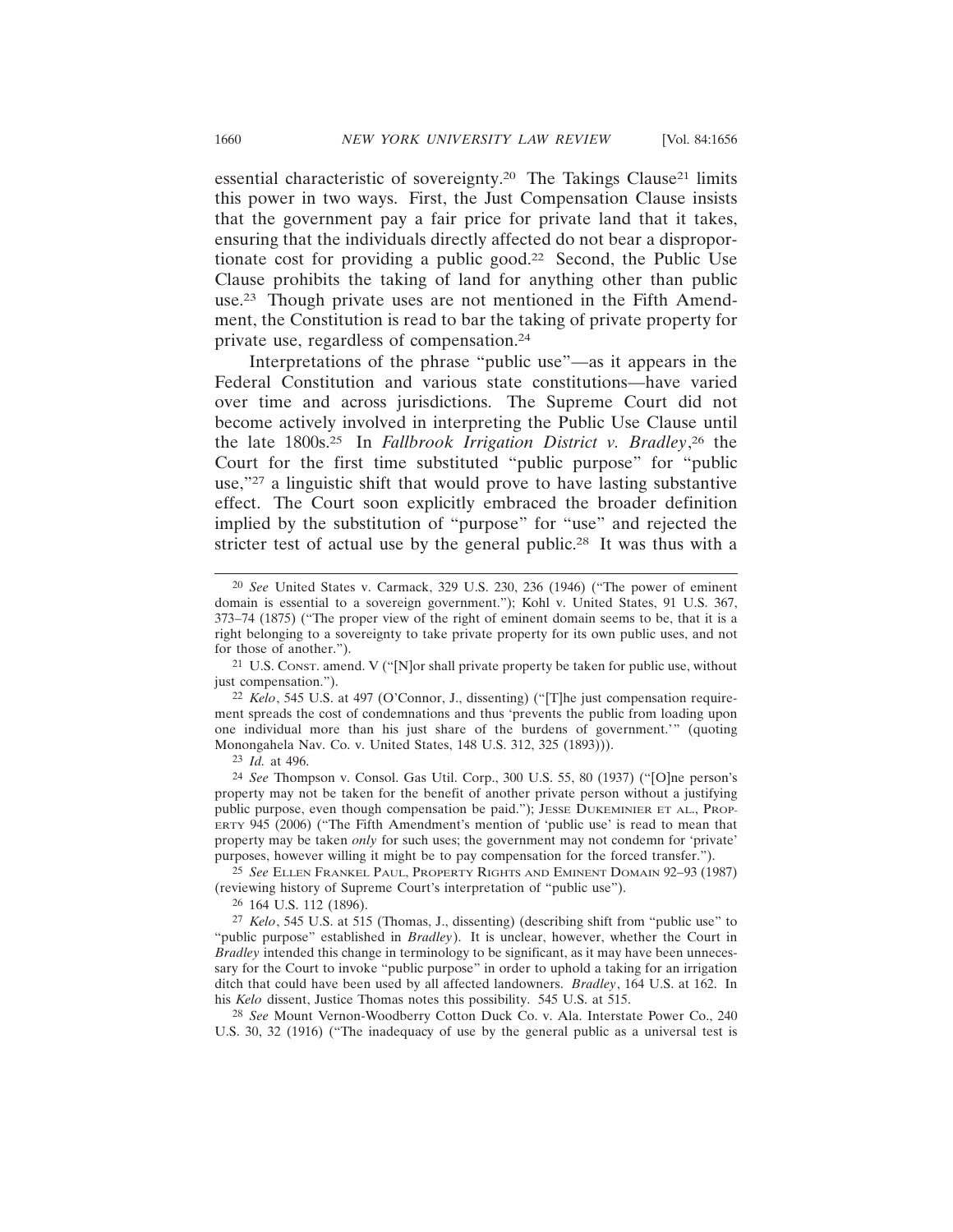essential characteristic of sovereignty.[20] The Takings Clause[21] limits this power in two ways. First, the Just Compensation Clause insists that the government pay a fair price for private land that it takes, ensuring that the individuals directly affected do not bear a disproportionate cost for providing a public good.[22] Second, the Public Use Clause prohibits the taking of land for anything other than public use.[23] Though private uses are not mentioned in the Fifth Amendment, the Constitution is read to bar the taking of private property for private use, regardless of compensation.[24]

Interpretations of the phrase "public use"—as it appears in the Federal Constitution and various state constitutions—have varied over time and across jurisdictions. The Supreme Court did not become actively involved in interpreting the Public Use Clause until the late 1800s.[25] In *Fallbrook Irrigation District v. Bradley*,[26] the Court for the first time substituted "public purpose" for "public use,"[27] a linguistic shift that would prove to have lasting substantive effect. The Court soon explicitly embraced the broader definition implied by the substitution of "purpose" for "use" and rejected the stricter test of actual use by the general public.[28] It was thus with a

---

[20] *See* United States v. Carmack, 329 U.S. 230, 236 (1946) ("The power of eminent domain is essential to a sovereign government."); Kohl v. United States, 91 U.S. 367, 373–74 (1875) ("The proper view of the right of eminent domain seems to be, that it is a right belonging to a sovereignty to take private property for its own public uses, and not for those of another.").

[21] U.S. CONST. amend. V ("[N]or shall private property be taken for public use, without just compensation.").

[22] *Kelo*, 545 U.S. at 497 (O'Connor, J., dissenting) ("[T]he just compensation requirement spreads the cost of condemnations and thus 'prevents the public from loading upon one individual more than his just share of the burdens of government.'" (quoting Monongahela Nav. Co. v. United States, 148 U.S. 312, 325 (1893))).

[23] *Id.* at 496.

[24] *See* Thompson v. Consol. Gas Util. Corp., 300 U.S. 55, 80 (1937) ("[O]ne person's property may not be taken for the benefit of another private person without a justifying public purpose, even though compensation be paid."); JESSE DUKEMINIER ET AL., PROPERTY 945 (2006) ("The Fifth Amendment's mention of 'public use' is read to mean that property may be taken *only* for such uses; the government may not condemn for 'private' purposes, however willing it might be to pay compensation for the forced transfer.").

[25] *See* ELLEN FRANKEL PAUL, PROPERTY RIGHTS AND EMINENT DOMAIN 92–93 (1987) (reviewing history of Supreme Court's interpretation of "public use").

[26] 164 U.S. 112 (1896).

[27] *Kelo*, 545 U.S. at 515 (Thomas, J., dissenting) (describing shift from "public use" to "public purpose" established in *Bradley*). It is unclear, however, whether the Court in *Bradley* intended this change in terminology to be significant, as it may have been unnecessary for the Court to invoke "public purpose" in order to uphold a taking for an irrigation ditch that could have been used by all affected landowners. *Bradley*, 164 U.S. at 162. In his *Kelo* dissent, Justice Thomas notes this possibility. 545 U.S. at 515.

[28] *See* Mount Vernon-Woodberry Cotton Duck Co. v. Ala. Interstate Power Co., 240 U.S. 30, 32 (1916) ("The inadequacy of use by the general public as a universal test is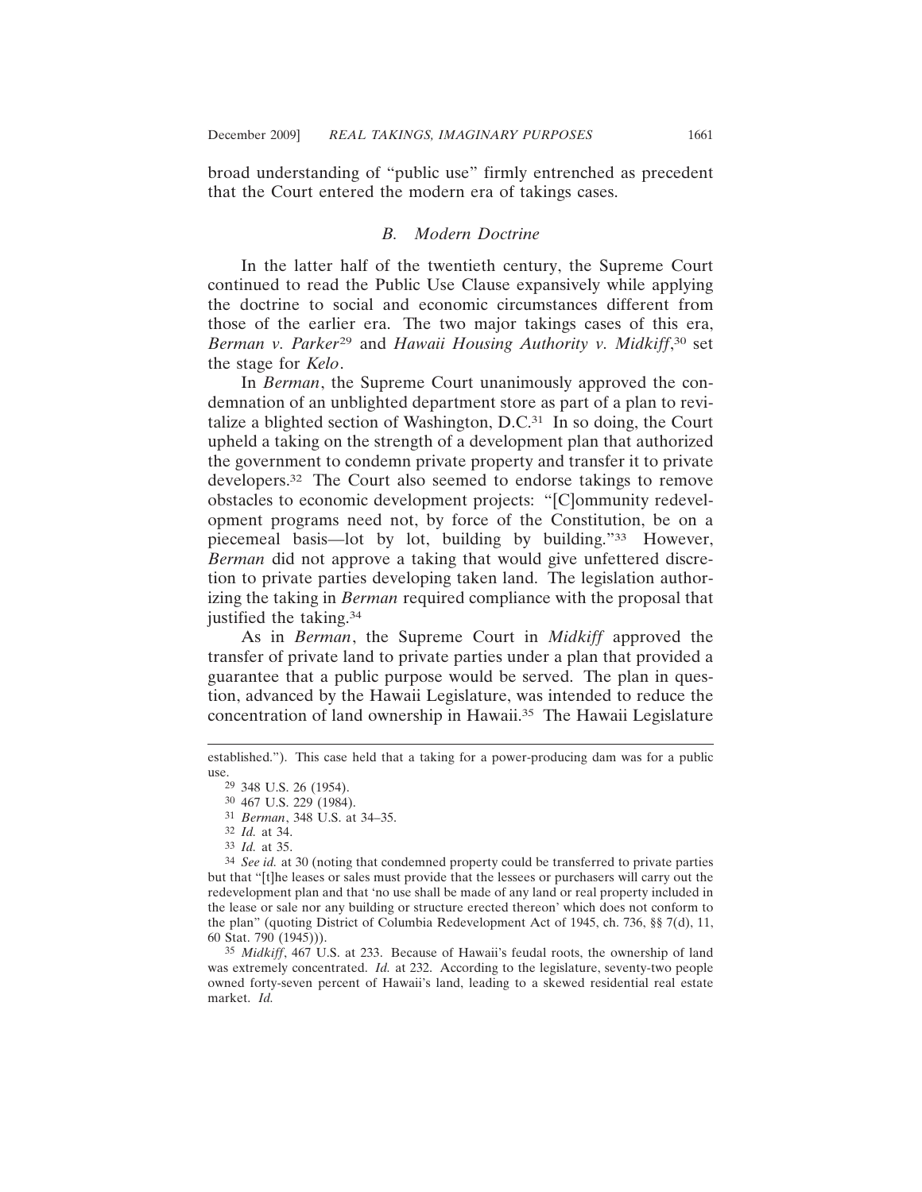broad understanding of "public use" firmly entrenched as precedent that the Court entered the modern era of takings cases.

### *B. Modern Doctrine*

In the latter half of the twentieth century, the Supreme Court continued to read the Public Use Clause expansively while applying the doctrine to social and economic circumstances different from those of the earlier era. The two major takings cases of this era, *Berman v. Parker*[29] and *Hawaii Housing Authority v. Midkiff*,[30] set the stage for *Kelo*.

In *Berman*, the Supreme Court unanimously approved the condemnation of an unblighted department store as part of a plan to revitalize a blighted section of Washington, D.C.[31] In so doing, the Court upheld a taking on the strength of a development plan that authorized the government to condemn private property and transfer it to private developers.[32] The Court also seemed to endorse takings to remove obstacles to economic development projects: "[C]ommunity redevelopment programs need not, by force of the Constitution, be on a piecemeal basis—lot by lot, building by building."[33] However, *Berman* did not approve a taking that would give unfettered discretion to private parties developing taken land. The legislation authorizing the taking in *Berman* required compliance with the proposal that justified the taking.[34]

As in *Berman*, the Supreme Court in *Midkiff* approved the transfer of private land to private parties under a plan that provided a guarantee that a public purpose would be served. The plan in question, advanced by the Hawaii Legislature, was intended to reduce the concentration of land ownership in Hawaii.[35] The Hawaii Legislature

---

established."). This case held that a taking for a power-producing dam was for a public use.

[29] 348 U.S. 26 (1954).

[30] 467 U.S. 229 (1984).

[31] *Berman*, 348 U.S. at 34–35.

[32] *Id.* at 34.

[33] *Id.* at 35.

[34] *See id.* at 30 (noting that condemned property could be transferred to private parties but that "[t]he leases or sales must provide that the lessees or purchasers will carry out the redevelopment plan and that 'no use shall be made of any land or real property included in the lease or sale nor any building or structure erected thereon' which does not conform to the plan" (quoting District of Columbia Redevelopment Act of 1945, ch. 736, §§ 7(d), 11, 60 Stat. 790 (1945))).

[35] *Midkiff*, 467 U.S. at 233. Because of Hawaii's feudal roots, the ownership of land was extremely concentrated. *Id.* at 232. According to the legislature, seventy-two people owned forty-seven percent of Hawaii's land, leading to a skewed residential real estate market. *Id.*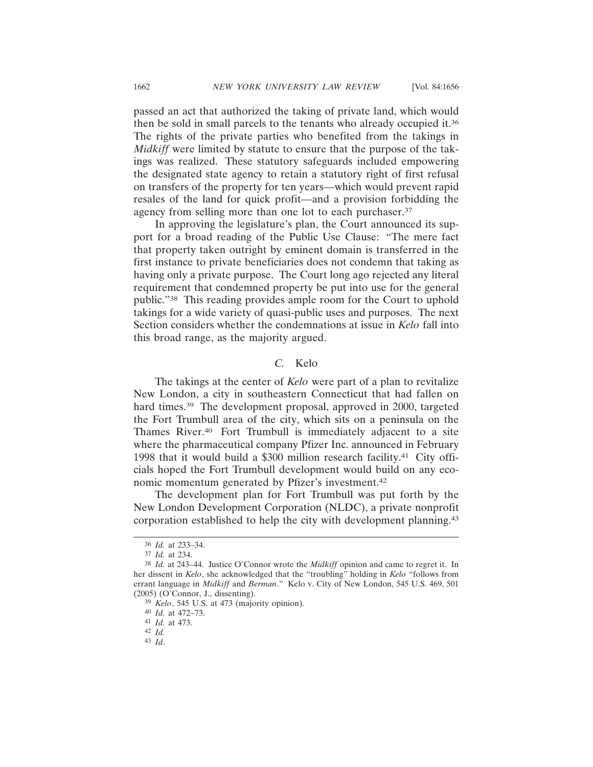passed an act that authorized the taking of private land, which would then be sold in small parcels to the tenants who already occupied it.[36] The rights of the private parties who benefited from the takings in *Midkiff* were limited by statute to ensure that the purpose of the takings was realized. These statutory safeguards included empowering the designated state agency to retain a statutory right of first refusal on transfers of the property for ten years—which would prevent rapid resales of the land for quick profit—and a provision forbidding the agency from selling more than one lot to each purchaser.[37]

In approving the legislature's plan, the Court announced its support for a broad reading of the Public Use Clause: "The mere fact that property taken outright by eminent domain is transferred in the first instance to private beneficiaries does not condemn that taking as having only a private purpose. The Court long ago rejected any literal requirement that condemned property be put into use for the general public."[38] This reading provides ample room for the Court to uphold takings for a wide variety of quasi-public uses and purposes. The next Section considers whether the condemnations at issue in *Kelo* fall into this broad range, as the majority argued.

### *C.* Kelo

The takings at the center of *Kelo* were part of a plan to revitalize New London, a city in southeastern Connecticut that had fallen on hard times.[39] The development proposal, approved in 2000, targeted the Fort Trumbull area of the city, which sits on a peninsula on the Thames River.[40] Fort Trumbull is immediately adjacent to a site where the pharmaceutical company Pfizer Inc. announced in February 1998 that it would build a $300 million research facility.[41] City officials hoped the Fort Trumbull development would build on any economic momentum generated by Pfizer's investment.[42]

The development plan for Fort Trumbull was put forth by the New London Development Corporation (NLDC), a private nonprofit corporation established to help the city with development planning.[43]

---

[36] *Id.* at 233–34.

[37] *Id.* at 234.

[38] *Id.* at 243–44. Justice O'Connor wrote the *Midkiff* opinion and came to regret it. In her dissent in *Kelo*, she acknowledged that the "troubling" holding in *Kelo* "follows from errant language in *Midkiff* and *Berman*." Kelo v. City of New London, 545 U.S. 469, 501 (2005) (O'Connor, J., dissenting).

[39] *Kelo*, 545 U.S. at 473 (majority opinion).

[40] *Id.* at 472–73.

[41] *Id.* at 473.

[42] *Id.*

[43] *Id*.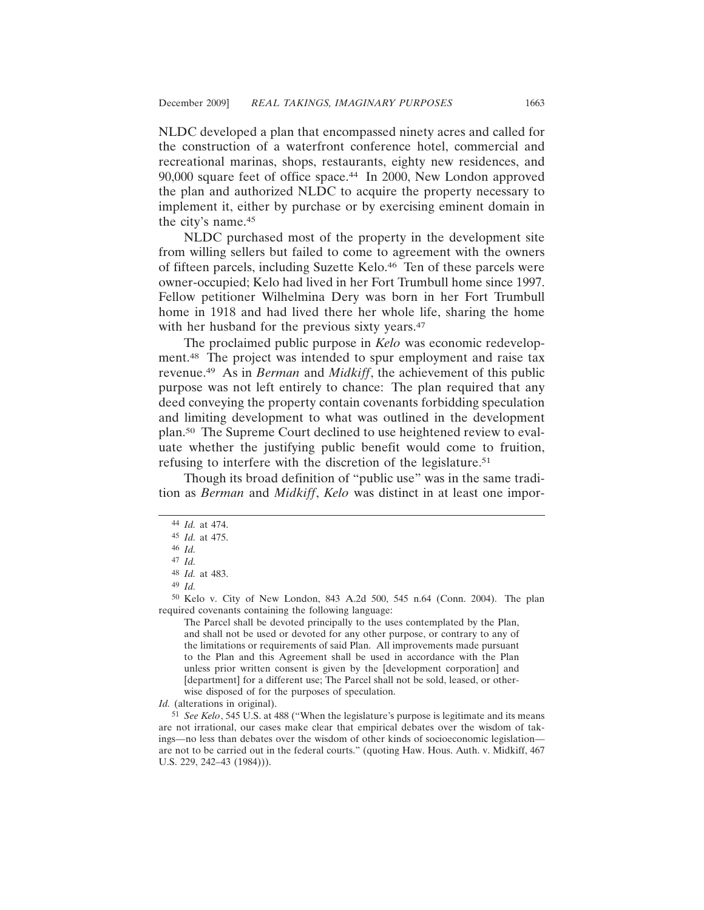NLDC developed a plan that encompassed ninety acres and called for the construction of a waterfront conference hotel, commercial and recreational marinas, shops, restaurants, eighty new residences, and 90,000 square feet of office space.[44] In 2000, New London approved the plan and authorized NLDC to acquire the property necessary to implement it, either by purchase or by exercising eminent domain in the city's name.[45]

NLDC purchased most of the property in the development site from willing sellers but failed to come to agreement with the owners of fifteen parcels, including Suzette Kelo.[46] Ten of these parcels were owner-occupied; Kelo had lived in her Fort Trumbull home since 1997. Fellow petitioner Wilhelmina Dery was born in her Fort Trumbull home in 1918 and had lived there her whole life, sharing the home with her husband for the previous sixty years.[47]

The proclaimed public purpose in *Kelo* was economic redevelopment.[48] The project was intended to spur employment and raise tax revenue.[49] As in *Berman* and *Midkiff*, the achievement of this public purpose was not left entirely to chance: The plan required that any deed conveying the property contain covenants forbidding speculation and limiting development to what was outlined in the development plan.[50] The Supreme Court declined to use heightened review to evaluate whether the justifying public benefit would come to fruition, refusing to interfere with the discretion of the legislature.[51]

Though its broad definition of "public use" was in the same tradition as *Berman* and *Midkiff*, *Kelo* was distinct in at least one impor-

---

[44] *Id.* at 474.

[45] *Id.* at 475.

[46] *Id.*

[47] *Id.*

[48] *Id.* at 483.

[49] *Id.*

[50] Kelo v. City of New London, 843 A.2d 500, 545 n.64 (Conn. 2004). The plan required covenants containing the following language:

> The Parcel shall be devoted principally to the uses contemplated by the Plan, and shall not be used or devoted for any other purpose, or contrary to any of the limitations or requirements of said Plan. All improvements made pursuant to the Plan and this Agreement shall be used in accordance with the Plan unless prior written consent is given by the [development corporation] and [department] for a different use; The Parcel shall not be sold, leased, or otherwise disposed of for the purposes of speculation.

*Id.* (alterations in original).

[51] *See Kelo*, 545 U.S. at 488 ("When the legislature's purpose is legitimate and its means are not irrational, our cases make clear that empirical debates over the wisdom of takings—no less than debates over the wisdom of other kinds of socioeconomic legislation—are not to be carried out in the federal courts." (quoting Haw. Hous. Auth. v. Midkiff, 467 U.S. 229, 242–43 (1984))).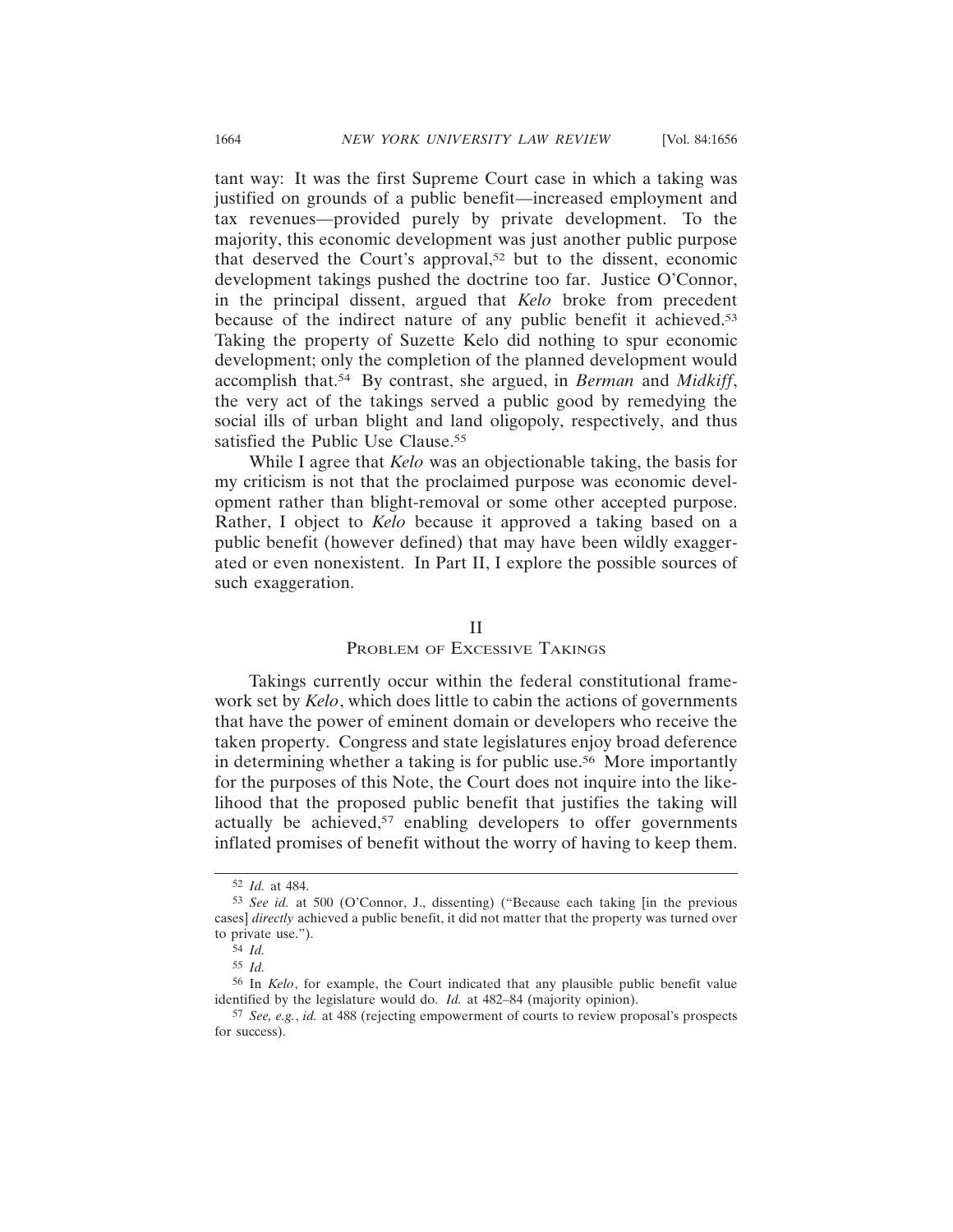tant way: It was the first Supreme Court case in which a taking was justified on grounds of a public benefit—increased employment and tax revenues—provided purely by private development. To the majority, this economic development was just another public purpose that deserved the Court's approval,[52] but to the dissent, economic development takings pushed the doctrine too far. Justice O'Connor, in the principal dissent, argued that *Kelo* broke from precedent because of the indirect nature of any public benefit it achieved.[53] Taking the property of Suzette Kelo did nothing to spur economic development; only the completion of the planned development would accomplish that.[54] By contrast, she argued, in *Berman* and *Midkiff*, the very act of the takings served a public good by remedying the social ills of urban blight and land oligopoly, respectively, and thus satisfied the Public Use Clause.[55]

While I agree that *Kelo* was an objectionable taking, the basis for my criticism is not that the proclaimed purpose was economic development rather than blight-removal or some other accepted purpose. Rather, I object to *Kelo* because it approved a taking based on a public benefit (however defined) that may have been wildly exaggerated or even nonexistent. In Part II, I explore the possible sources of such exaggeration.

## II
## Problem of Excessive Takings

Takings currently occur within the federal constitutional framework set by *Kelo*, which does little to cabin the actions of governments that have the power of eminent domain or developers who receive the taken property. Congress and state legislatures enjoy broad deference in determining whether a taking is for public use.[56] More importantly for the purposes of this Note, the Court does not inquire into the likelihood that the proposed public benefit that justifies the taking will actually be achieved,[57] enabling developers to offer governments inflated promises of benefit without the worry of having to keep them.

---

[52] *Id.* at 484.

[53] *See id.* at 500 (O'Connor, J., dissenting) ("Because each taking [in the previous cases] *directly* achieved a public benefit, it did not matter that the property was turned over to private use.").

[54] *Id.*

[55] *Id.*

[56] In *Kelo*, for example, the Court indicated that any plausible public benefit value identified by the legislature would do. *Id.* at 482–84 (majority opinion).

[57] *See, e.g.*, *id.* at 488 (rejecting empowerment of courts to review proposal's prospects for success).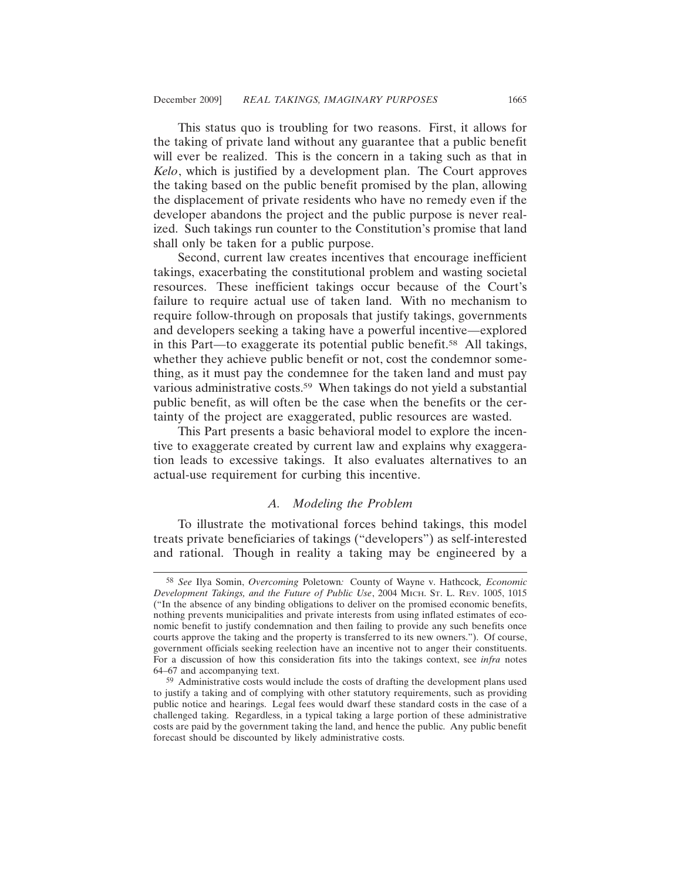This status quo is troubling for two reasons. First, it allows for the taking of private land without any guarantee that a public benefit will ever be realized. This is the concern in a taking such as that in *Kelo*, which is justified by a development plan. The Court approves the taking based on the public benefit promised by the plan, allowing the displacement of private residents who have no remedy even if the developer abandons the project and the public purpose is never realized. Such takings run counter to the Constitution's promise that land shall only be taken for a public purpose.

Second, current law creates incentives that encourage inefficient takings, exacerbating the constitutional problem and wasting societal resources. These inefficient takings occur because of the Court's failure to require actual use of taken land. With no mechanism to require follow-through on proposals that justify takings, governments and developers seeking a taking have a powerful incentive—explored in this Part—to exaggerate its potential public benefit.[58] All takings, whether they achieve public benefit or not, cost the condemnor something, as it must pay the condemnee for the taken land and must pay various administrative costs.[59] When takings do not yield a substantial public benefit, as will often be the case when the benefits or the certainty of the project are exaggerated, public resources are wasted.

This Part presents a basic behavioral model to explore the incentive to exaggerate created by current law and explains why exaggeration leads to excessive takings. It also evaluates alternatives to an actual-use requirement for curbing this incentive.

### *A. Modeling the Problem*

To illustrate the motivational forces behind takings, this model treats private beneficiaries of takings ("developers") as self-interested and rational. Though in reality a taking may be engineered by a

---

[58] *See* Ilya Somin, *Overcoming* Poletown*:* County of Wayne v. Hathcock*, Economic Development Takings, and the Future of Public Use*, 2004 MICH. ST. L. REV. 1005, 1015 ("In the absence of any binding obligations to deliver on the promised economic benefits, nothing prevents municipalities and private interests from using inflated estimates of economic benefit to justify condemnation and then failing to provide any such benefits once courts approve the taking and the property is transferred to its new owners."). Of course, government officials seeking reelection have an incentive not to anger their constituents. For a discussion of how this consideration fits into the takings context, see *infra* notes 64–67 and accompanying text.

[59] Administrative costs would include the costs of drafting the development plans used to justify a taking and of complying with other statutory requirements, such as providing public notice and hearings. Legal fees would dwarf these standard costs in the case of a challenged taking. Regardless, in a typical taking a large portion of these administrative costs are paid by the government taking the land, and hence the public. Any public benefit forecast should be discounted by likely administrative costs.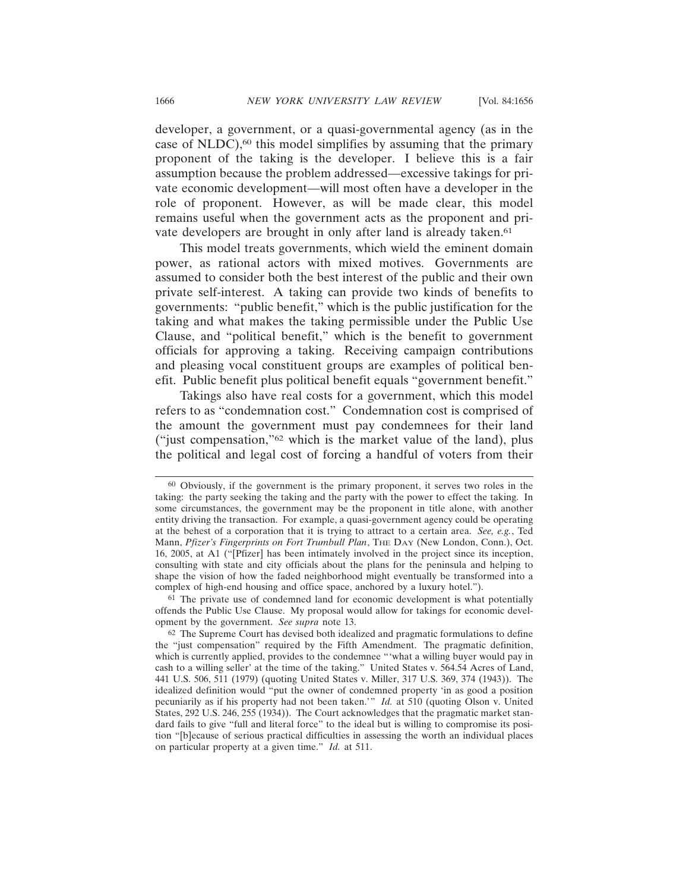developer, a government, or a quasi-governmental agency (as in the case of NLDC),[60] this model simplifies by assuming that the primary proponent of the taking is the developer. I believe this is a fair assumption because the problem addressed—excessive takings for private economic development—will most often have a developer in the role of proponent. However, as will be made clear, this model remains useful when the government acts as the proponent and private developers are brought in only after land is already taken.[61]

This model treats governments, which wield the eminent domain power, as rational actors with mixed motives. Governments are assumed to consider both the best interest of the public and their own private self-interest. A taking can provide two kinds of benefits to governments: "public benefit," which is the public justification for the taking and what makes the taking permissible under the Public Use Clause, and "political benefit," which is the benefit to government officials for approving a taking. Receiving campaign contributions and pleasing vocal constituent groups are examples of political benefit. Public benefit plus political benefit equals "government benefit."

Takings also have real costs for a government, which this model refers to as "condemnation cost." Condemnation cost is comprised of the amount the government must pay condemnees for their land ("just compensation,"[62] which is the market value of the land), plus the political and legal cost of forcing a handful of voters from their

---

[60] Obviously, if the government is the primary proponent, it serves two roles in the taking: the party seeking the taking and the party with the power to effect the taking. In some circumstances, the government may be the proponent in title alone, with another entity driving the transaction. For example, a quasi-government agency could be operating at the behest of a corporation that it is trying to attract to a certain area. *See, e.g.*, Ted Mann, *Pfizer's Fingerprints on Fort Trumbull Plan*, THE DAY (New London, Conn.), Oct. 16, 2005, at A1 ("[Pfizer] has been intimately involved in the project since its inception, consulting with state and city officials about the plans for the peninsula and helping to shape the vision of how the faded neighborhood might eventually be transformed into a complex of high-end housing and office space, anchored by a luxury hotel.").

[61] The private use of condemned land for economic development is what potentially offends the Public Use Clause. My proposal would allow for takings for economic development by the government. *See supra* note 13.

[62] The Supreme Court has devised both idealized and pragmatic formulations to define the "just compensation" required by the Fifth Amendment. The pragmatic definition, which is currently applied, provides to the condemnee "'what a willing buyer would pay in cash to a willing seller' at the time of the taking." United States v. 564.54 Acres of Land, 441 U.S. 506, 511 (1979) (quoting United States v. Miller, 317 U.S. 369, 374 (1943)). The idealized definition would "put the owner of condemned property 'in as good a position pecuniarily as if his property had not been taken.'" *Id.* at 510 (quoting Olson v. United States, 292 U.S. 246, 255 (1934)). The Court acknowledges that the pragmatic market standard fails to give "full and literal force" to the ideal but is willing to compromise its position "[b]ecause of serious practical difficulties in assessing the worth an individual places on particular property at a given time." *Id.* at 511.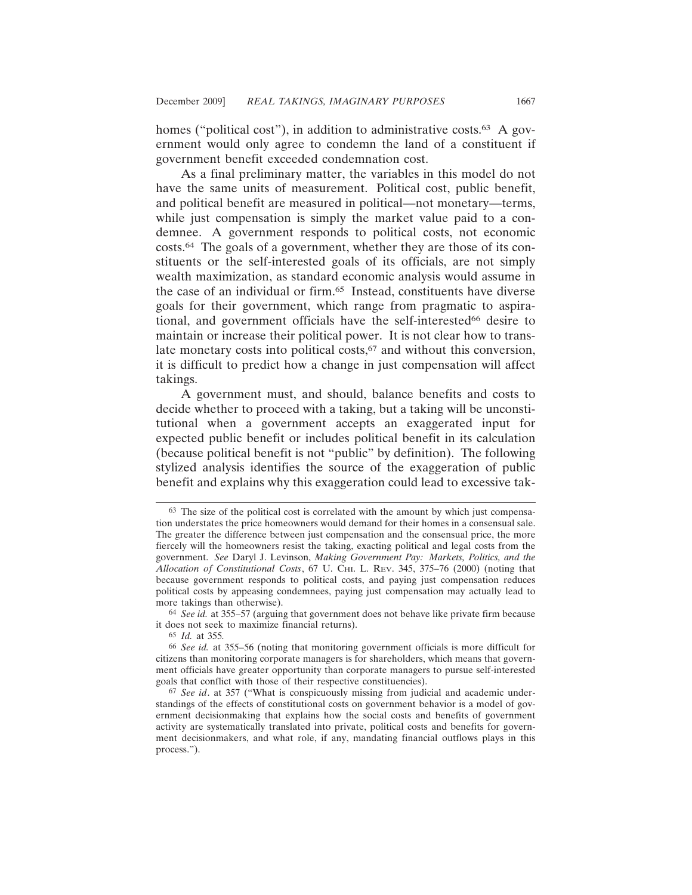homes ("political cost"), in addition to administrative costs.[63] A government would only agree to condemn the land of a constituent if government benefit exceeded condemnation cost.

As a final preliminary matter, the variables in this model do not have the same units of measurement. Political cost, public benefit, and political benefit are measured in political—not monetary—terms, while just compensation is simply the market value paid to a condemnee. A government responds to political costs, not economic costs.[64] The goals of a government, whether they are those of its constituents or the self-interested goals of its officials, are not simply wealth maximization, as standard economic analysis would assume in the case of an individual or firm.[65] Instead, constituents have diverse goals for their government, which range from pragmatic to aspirational, and government officials have the self-interested[66] desire to maintain or increase their political power. It is not clear how to translate monetary costs into political costs,[67] and without this conversion, it is difficult to predict how a change in just compensation will affect takings.

A government must, and should, balance benefits and costs to decide whether to proceed with a taking, but a taking will be unconstitutional when a government accepts an exaggerated input for expected public benefit or includes political benefit in its calculation (because political benefit is not "public" by definition). The following stylized analysis identifies the source of the exaggeration of public benefit and explains why this exaggeration could lead to excessive tak-

---

[63] The size of the political cost is correlated with the amount by which just compensation understates the price homeowners would demand for their homes in a consensual sale. The greater the difference between just compensation and the consensual price, the more fiercely will the homeowners resist the taking, exacting political and legal costs from the government. *See* Daryl J. Levinson, *Making Government Pay: Markets, Politics, and the Allocation of Constitutional Costs*, 67 U. CHI. L. REV. 345, 375–76 (2000) (noting that because government responds to political costs, and paying just compensation reduces political costs by appeasing condemnees, paying just compensation may actually lead to more takings than otherwise).

[64] *See id.* at 355–57 (arguing that government does not behave like private firm because it does not seek to maximize financial returns).

[65] *Id.* at 355.

[66] *See id.* at 355–56 (noting that monitoring government officials is more difficult for citizens than monitoring corporate managers is for shareholders, which means that government officials have greater opportunity than corporate managers to pursue self-interested goals that conflict with those of their respective constituencies).

[67] *See id*. at 357 ("What is conspicuously missing from judicial and academic understandings of the effects of constitutional costs on government behavior is a model of government decisionmaking that explains how the social costs and benefits of government activity are systematically translated into private, political costs and benefits for government decisionmakers, and what role, if any, mandating financial outflows plays in this process.").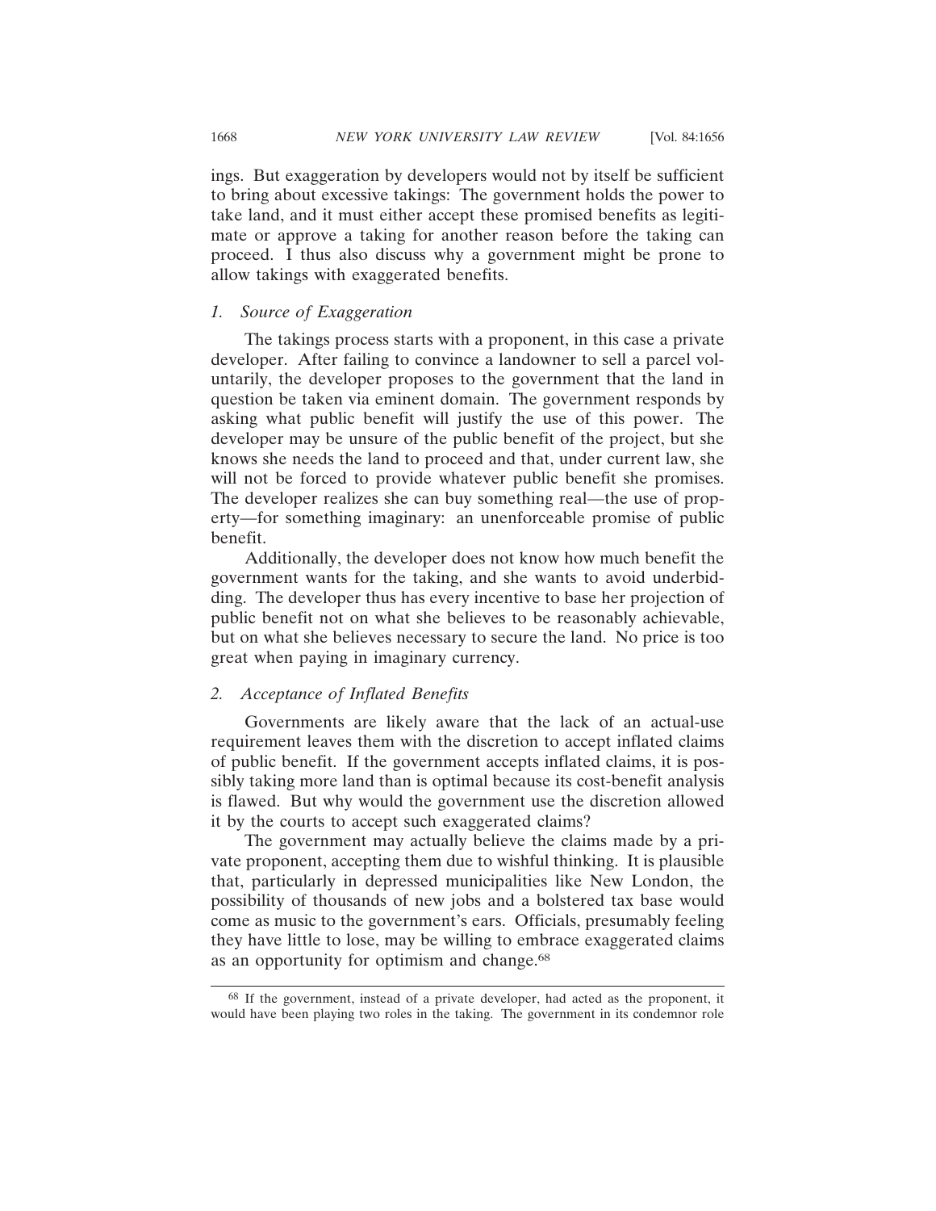ings. But exaggeration by developers would not by itself be sufficient to bring about excessive takings: The government holds the power to take land, and it must either accept these promised benefits as legitimate or approve a taking for another reason before the taking can proceed. I thus also discuss why a government might be prone to allow takings with exaggerated benefits.

### *1. Source of Exaggeration*

The takings process starts with a proponent, in this case a private developer. After failing to convince a landowner to sell a parcel voluntarily, the developer proposes to the government that the land in question be taken via eminent domain. The government responds by asking what public benefit will justify the use of this power. The developer may be unsure of the public benefit of the project, but she knows she needs the land to proceed and that, under current law, she will not be forced to provide whatever public benefit she promises. The developer realizes she can buy something real—the use of property—for something imaginary: an unenforceable promise of public benefit.

Additionally, the developer does not know how much benefit the government wants for the taking, and she wants to avoid underbidding. The developer thus has every incentive to base her projection of public benefit not on what she believes to be reasonably achievable, but on what she believes necessary to secure the land. No price is too great when paying in imaginary currency.

### *2. Acceptance of Inflated Benefits*

Governments are likely aware that the lack of an actual-use requirement leaves them with the discretion to accept inflated claims of public benefit. If the government accepts inflated claims, it is possibly taking more land than is optimal because its cost-benefit analysis is flawed. But why would the government use the discretion allowed it by the courts to accept such exaggerated claims?

The government may actually believe the claims made by a private proponent, accepting them due to wishful thinking. It is plausible that, particularly in depressed municipalities like New London, the possibility of thousands of new jobs and a bolstered tax base would come as music to the government's ears. Officials, presumably feeling they have little to lose, may be willing to embrace exaggerated claims as an opportunity for optimism and change.[68]

---

[68] If the government, instead of a private developer, had acted as the proponent, it would have been playing two roles in the taking. The government in its condemnor role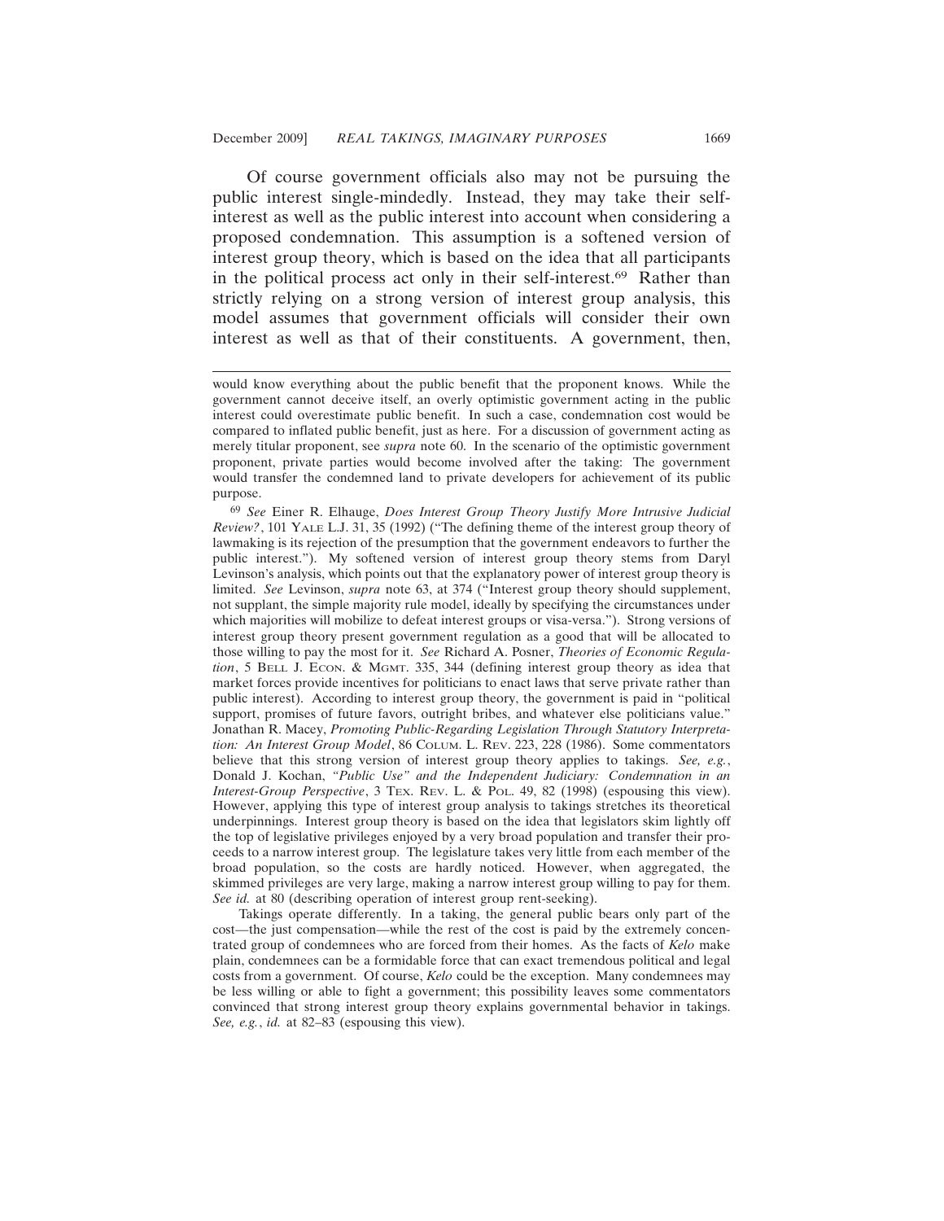Of course government officials also may not be pursuing the public interest single-mindedly. Instead, they may take their self-interest as well as the public interest into account when considering a proposed condemnation. This assumption is a softened version of interest group theory, which is based on the idea that all participants in the political process act only in their self-interest.[69] Rather than strictly relying on a strong version of interest group analysis, this model assumes that government officials will consider their own interest as well as that of their constituents. A government, then,

---

would know everything about the public benefit that the proponent knows. While the government cannot deceive itself, an overly optimistic government acting in the public interest could overestimate public benefit. In such a case, condemnation cost would be compared to inflated public benefit, just as here. For a discussion of government acting as merely titular proponent, see *supra* note 60. In the scenario of the optimistic government proponent, private parties would become involved after the taking: The government would transfer the condemned land to private developers for achievement of its public purpose.

[69] *See* Einer R. Elhauge, *Does Interest Group Theory Justify More Intrusive Judicial Review?*, 101 YALE L.J. 31, 35 (1992) ("The defining theme of the interest group theory of lawmaking is its rejection of the presumption that the government endeavors to further the public interest."). My softened version of interest group theory stems from Daryl Levinson's analysis, which points out that the explanatory power of interest group theory is limited. *See* Levinson, *supra* note 63, at 374 ("Interest group theory should supplement, not supplant, the simple majority rule model, ideally by specifying the circumstances under which majorities will mobilize to defeat interest groups or visa-versa."). Strong versions of interest group theory present government regulation as a good that will be allocated to those willing to pay the most for it. *See* Richard A. Posner, *Theories of Economic Regulation*, 5 BELL J. ECON. & MGMT. 335, 344 (defining interest group theory as idea that market forces provide incentives for politicians to enact laws that serve private rather than public interest). According to interest group theory, the government is paid in "political support, promises of future favors, outright bribes, and whatever else politicians value." Jonathan R. Macey, *Promoting Public-Regarding Legislation Through Statutory Interpretation: An Interest Group Model*, 86 COLUM. L. REV. 223, 228 (1986). Some commentators believe that this strong version of interest group theory applies to takings. *See, e.g.*, Donald J. Kochan, *"Public Use" and the Independent Judiciary: Condemnation in an Interest-Group Perspective*, 3 TEX. REV. L. & POL. 49, 82 (1998) (espousing this view). However, applying this type of interest group analysis to takings stretches its theoretical underpinnings. Interest group theory is based on the idea that legislators skim lightly off the top of legislative privileges enjoyed by a very broad population and transfer their proceeds to a narrow interest group. The legislature takes very little from each member of the broad population, so the costs are hardly noticed. However, when aggregated, the skimmed privileges are very large, making a narrow interest group willing to pay for them. *See id.* at 80 (describing operation of interest group rent-seeking).

Takings operate differently. In a taking, the general public bears only part of the cost—the just compensation—while the rest of the cost is paid by the extremely concentrated group of condemnees who are forced from their homes. As the facts of *Kelo* make plain, condemnees can be a formidable force that can exact tremendous political and legal costs from a government. Of course, *Kelo* could be the exception. Many condemnees may be less willing or able to fight a government; this possibility leaves some commentators convinced that strong interest group theory explains governmental behavior in takings. *See, e.g.*, *id.* at 82–83 (espousing this view).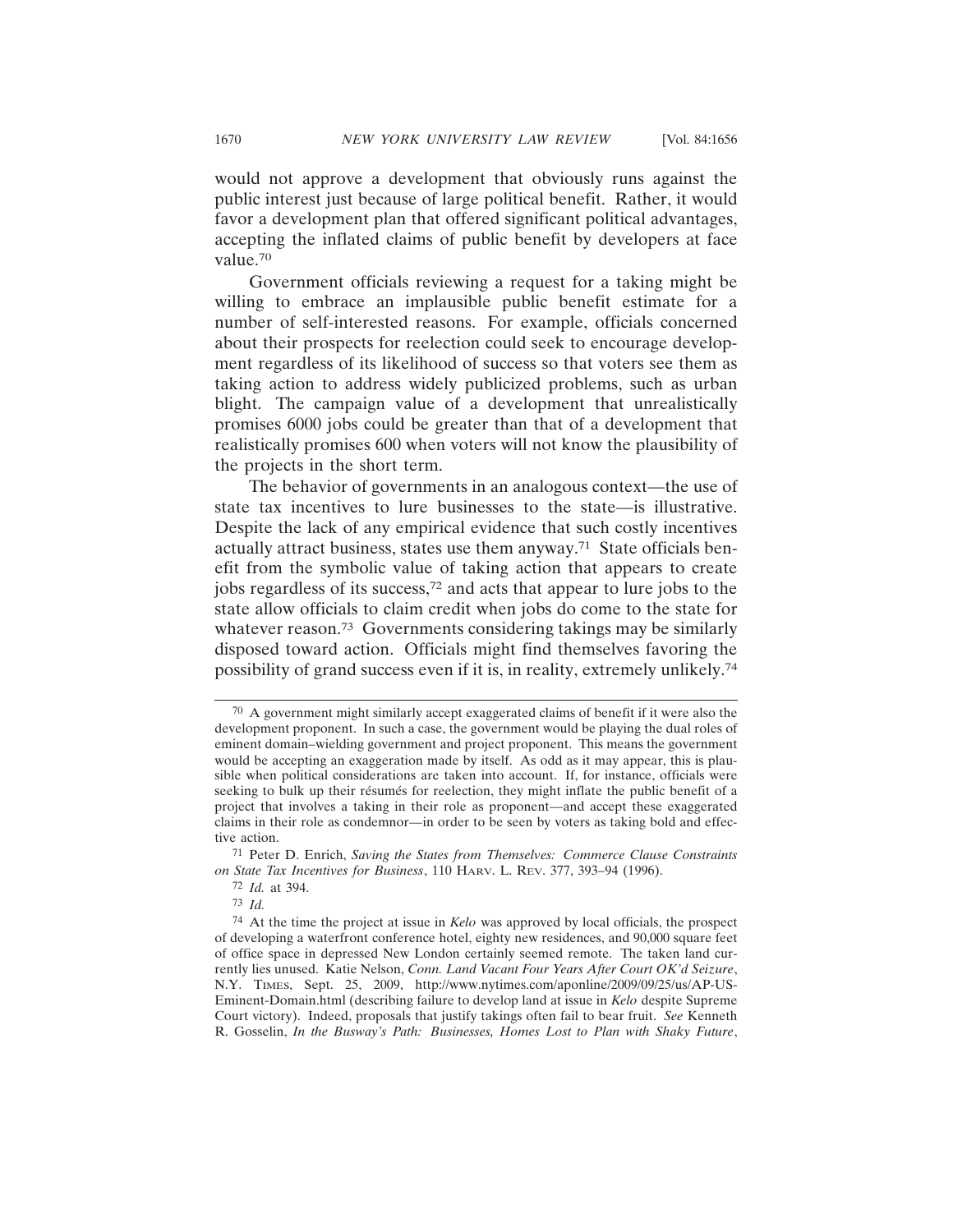would not approve a development that obviously runs against the public interest just because of large political benefit. Rather, it would favor a development plan that offered significant political advantages, accepting the inflated claims of public benefit by developers at face value.[70]

Government officials reviewing a request for a taking might be willing to embrace an implausible public benefit estimate for a number of self-interested reasons. For example, officials concerned about their prospects for reelection could seek to encourage development regardless of its likelihood of success so that voters see them as taking action to address widely publicized problems, such as urban blight. The campaign value of a development that unrealistically promises 6000 jobs could be greater than that of a development that realistically promises 600 when voters will not know the plausibility of the projects in the short term.

The behavior of governments in an analogous context—the use of state tax incentives to lure businesses to the state—is illustrative. Despite the lack of any empirical evidence that such costly incentives actually attract business, states use them anyway.[71] State officials benefit from the symbolic value of taking action that appears to create jobs regardless of its success,[72] and acts that appear to lure jobs to the state allow officials to claim credit when jobs do come to the state for whatever reason.[73] Governments considering takings may be similarly disposed toward action. Officials might find themselves favoring the possibility of grand success even if it is, in reality, extremely unlikely.[74]

---

[70] A government might similarly accept exaggerated claims of benefit if it were also the development proponent. In such a case, the government would be playing the dual roles of eminent domain–wielding government and project proponent. This means the government would be accepting an exaggeration made by itself. As odd as it may appear, this is plausible when political considerations are taken into account. If, for instance, officials were seeking to bulk up their résumés for reelection, they might inflate the public benefit of a project that involves a taking in their role as proponent—and accept these exaggerated claims in their role as condemnor—in order to be seen by voters as taking bold and effective action.

[71] Peter D. Enrich, *Saving the States from Themselves: Commerce Clause Constraints on State Tax Incentives for Business*, 110 HARV. L. REV. 377, 393–94 (1996).

[72] *Id.* at 394.

[73] *Id.*

[74] At the time the project at issue in *Kelo* was approved by local officials, the prospect of developing a waterfront conference hotel, eighty new residences, and 90,000 square feet of office space in depressed New London certainly seemed remote. The taken land currently lies unused. Katie Nelson, *Conn. Land Vacant Four Years After Court OK'd Seizure*, N.Y. TIMES, Sept. 25, 2009, http://www.nytimes.com/aponline/2009/09/25/us/AP-US-Eminent-Domain.html (describing failure to develop land at issue in *Kelo* despite Supreme Court victory). Indeed, proposals that justify takings often fail to bear fruit. *See* Kenneth R. Gosselin, *In the Busway's Path: Businesses, Homes Lost to Plan with Shaky Future*,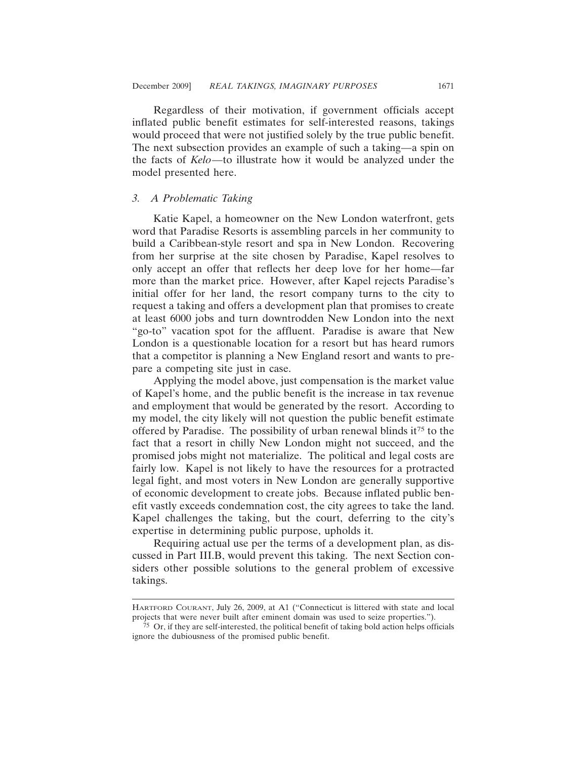Regardless of their motivation, if government officials accept inflated public benefit estimates for self-interested reasons, takings would proceed that were not justified solely by the true public benefit. The next subsection provides an example of such a taking—a spin on the facts of *Kelo*—to illustrate how it would be analyzed under the model presented here.

### *3. A Problematic Taking*

Katie Kapel, a homeowner on the New London waterfront, gets word that Paradise Resorts is assembling parcels in her community to build a Caribbean-style resort and spa in New London. Recovering from her surprise at the site chosen by Paradise, Kapel resolves to only accept an offer that reflects her deep love for her home—far more than the market price. However, after Kapel rejects Paradise's initial offer for her land, the resort company turns to the city to request a taking and offers a development plan that promises to create at least 6000 jobs and turn downtrodden New London into the next "go-to" vacation spot for the affluent. Paradise is aware that New London is a questionable location for a resort but has heard rumors that a competitor is planning a New England resort and wants to prepare a competing site just in case.

Applying the model above, just compensation is the market value of Kapel's home, and the public benefit is the increase in tax revenue and employment that would be generated by the resort. According to my model, the city likely will not question the public benefit estimate offered by Paradise. The possibility of urban renewal blinds it[75] to the fact that a resort in chilly New London might not succeed, and the promised jobs might not materialize. The political and legal costs are fairly low. Kapel is not likely to have the resources for a protracted legal fight, and most voters in New London are generally supportive of economic development to create jobs. Because inflated public benefit vastly exceeds condemnation cost, the city agrees to take the land. Kapel challenges the taking, but the court, deferring to the city's expertise in determining public purpose, upholds it.

Requiring actual use per the terms of a development plan, as discussed in Part III.B, would prevent this taking. The next Section considers other possible solutions to the general problem of excessive takings.

---

HARTFORD COURANT, July 26, 2009, at A1 ("Connecticut is littered with state and local projects that were never built after eminent domain was used to seize properties.").

[75] Or, if they are self-interested, the political benefit of taking bold action helps officials ignore the dubiousness of the promised public benefit.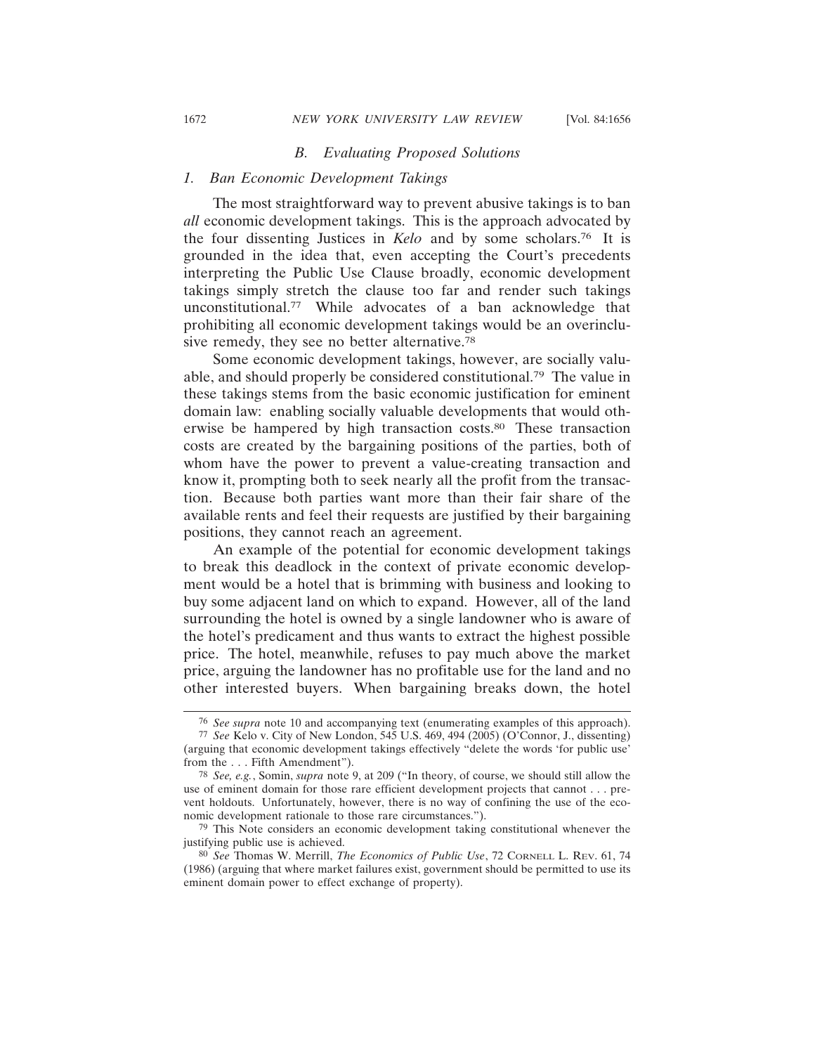### *B. Evaluating Proposed Solutions*

#### *1. Ban Economic Development Takings*

The most straightforward way to prevent abusive takings is to ban *all* economic development takings. This is the approach advocated by the four dissenting Justices in *Kelo* and by some scholars.[76] It is grounded in the idea that, even accepting the Court's precedents interpreting the Public Use Clause broadly, economic development takings simply stretch the clause too far and render such takings unconstitutional.[77] While advocates of a ban acknowledge that prohibiting all economic development takings would be an overinclusive remedy, they see no better alternative.[78]

Some economic development takings, however, are socially valuable, and should properly be considered constitutional.[79] The value in these takings stems from the basic economic justification for eminent domain law: enabling socially valuable developments that would otherwise be hampered by high transaction costs.[80] These transaction costs are created by the bargaining positions of the parties, both of whom have the power to prevent a value-creating transaction and know it, prompting both to seek nearly all the profit from the transaction. Because both parties want more than their fair share of the available rents and feel their requests are justified by their bargaining positions, they cannot reach an agreement.

An example of the potential for economic development takings to break this deadlock in the context of private economic development would be a hotel that is brimming with business and looking to buy some adjacent land on which to expand. However, all of the land surrounding the hotel is owned by a single landowner who is aware of the hotel's predicament and thus wants to extract the highest possible price. The hotel, meanwhile, refuses to pay much above the market price, arguing the landowner has no profitable use for the land and no other interested buyers. When bargaining breaks down, the hotel

---

[76] *See supra* note 10 and accompanying text (enumerating examples of this approach).

[77] *See* Kelo v. City of New London, 545 U.S. 469, 494 (2005) (O'Connor, J., dissenting) (arguing that economic development takings effectively "delete the words 'for public use' from the . . . Fifth Amendment").

[78] *See, e.g.*, Somin, *supra* note 9, at 209 ("In theory, of course, we should still allow the use of eminent domain for those rare efficient development projects that cannot . . . prevent holdouts. Unfortunately, however, there is no way of confining the use of the economic development rationale to those rare circumstances.").

[79] This Note considers an economic development taking constitutional whenever the justifying public use is achieved.

[80] *See* Thomas W. Merrill, *The Economics of Public Use*, 72 CORNELL L. REV. 61, 74 (1986) (arguing that where market failures exist, government should be permitted to use its eminent domain power to effect exchange of property).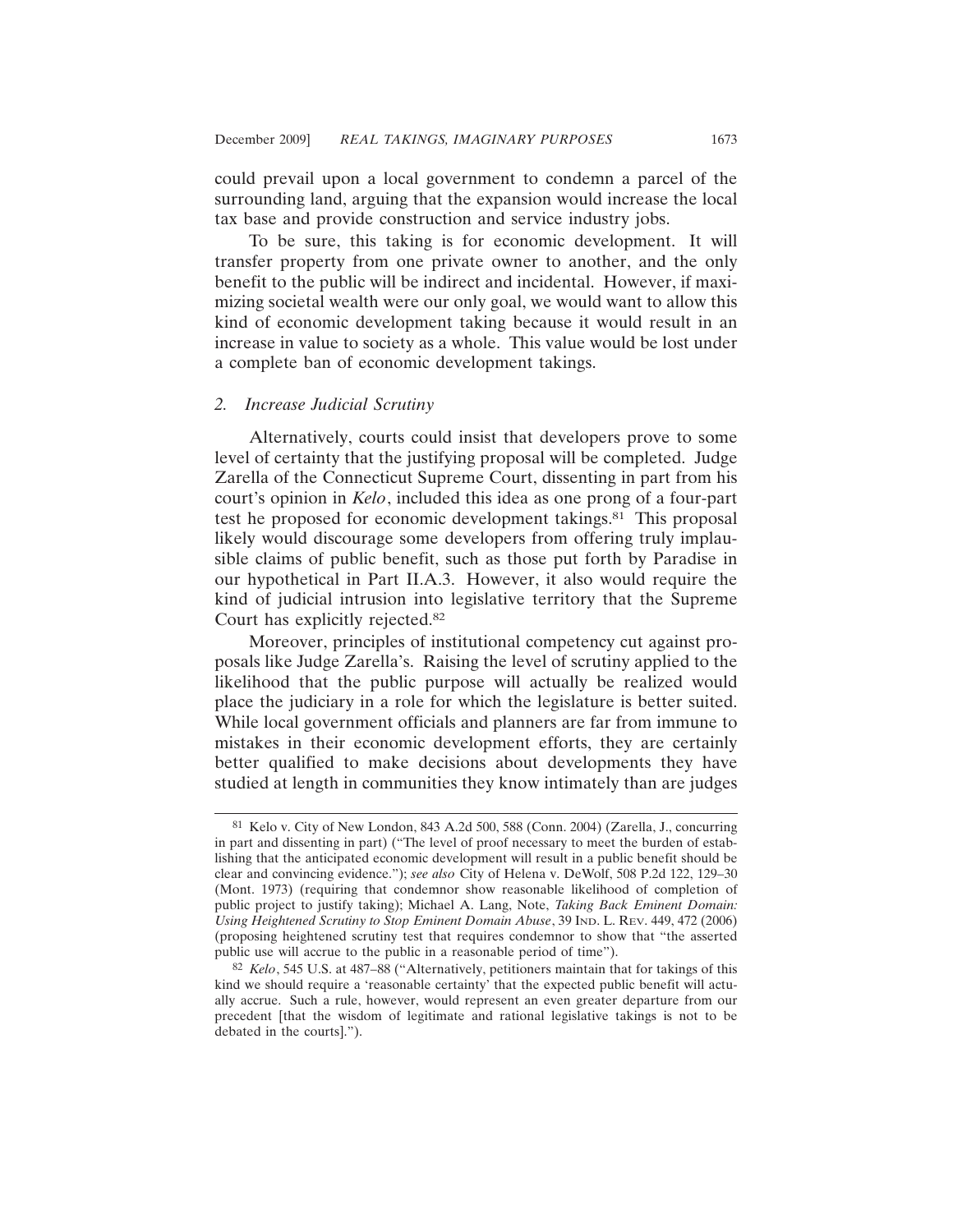could prevail upon a local government to condemn a parcel of the surrounding land, arguing that the expansion would increase the local tax base and provide construction and service industry jobs.

To be sure, this taking is for economic development. It will transfer property from one private owner to another, and the only benefit to the public will be indirect and incidental. However, if maximizing societal wealth were our only goal, we would want to allow this kind of economic development taking because it would result in an increase in value to society as a whole. This value would be lost under a complete ban of economic development takings.

### *2. Increase Judicial Scrutiny*

Alternatively, courts could insist that developers prove to some level of certainty that the justifying proposal will be completed. Judge Zarella of the Connecticut Supreme Court, dissenting in part from his court's opinion in *Kelo*, included this idea as one prong of a four-part test he proposed for economic development takings.[81] This proposal likely would discourage some developers from offering truly implausible claims of public benefit, such as those put forth by Paradise in our hypothetical in Part II.A.3. However, it also would require the kind of judicial intrusion into legislative territory that the Supreme Court has explicitly rejected.[82]

Moreover, principles of institutional competency cut against proposals like Judge Zarella's. Raising the level of scrutiny applied to the likelihood that the public purpose will actually be realized would place the judiciary in a role for which the legislature is better suited. While local government officials and planners are far from immune to mistakes in their economic development efforts, they are certainly better qualified to make decisions about developments they have studied at length in communities they know intimately than are judges

---

[81] Kelo v. City of New London, 843 A.2d 500, 588 (Conn. 2004) (Zarella, J., concurring in part and dissenting in part) ("The level of proof necessary to meet the burden of establishing that the anticipated economic development will result in a public benefit should be clear and convincing evidence."); *see also* City of Helena v. DeWolf, 508 P.2d 122, 129–30 (Mont. 1973) (requiring that condemnor show reasonable likelihood of completion of public project to justify taking); Michael A. Lang, Note, *Taking Back Eminent Domain: Using Heightened Scrutiny to Stop Eminent Domain Abuse*, 39 IND. L. REV. 449, 472 (2006) (proposing heightened scrutiny test that requires condemnor to show that "the asserted public use will accrue to the public in a reasonable period of time").

[82] *Kelo*, 545 U.S. at 487–88 ("Alternatively, petitioners maintain that for takings of this kind we should require a 'reasonable certainty' that the expected public benefit will actually accrue. Such a rule, however, would represent an even greater departure from our precedent [that the wisdom of legitimate and rational legislative takings is not to be debated in the courts].").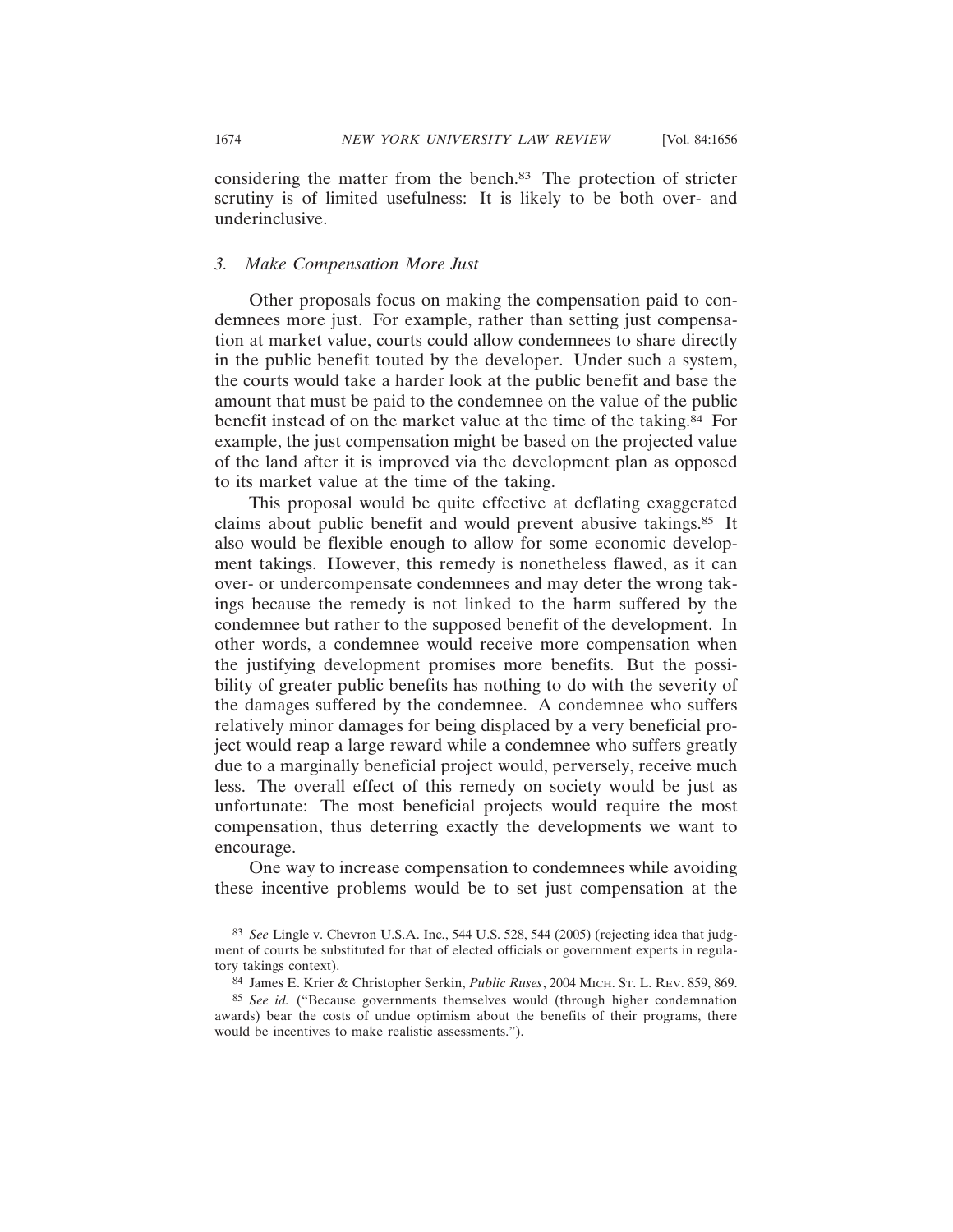considering the matter from the bench.[83] The protection of stricter scrutiny is of limited usefulness: It is likely to be both over- and underinclusive.

### *3. Make Compensation More Just*

Other proposals focus on making the compensation paid to condemnees more just. For example, rather than setting just compensation at market value, courts could allow condemnees to share directly in the public benefit touted by the developer. Under such a system, the courts would take a harder look at the public benefit and base the amount that must be paid to the condemnee on the value of the public benefit instead of on the market value at the time of the taking.[84] For example, the just compensation might be based on the projected value of the land after it is improved via the development plan as opposed to its market value at the time of the taking.

This proposal would be quite effective at deflating exaggerated claims about public benefit and would prevent abusive takings.[85] It also would be flexible enough to allow for some economic development takings. However, this remedy is nonetheless flawed, as it can over- or undercompensate condemnees and may deter the wrong takings because the remedy is not linked to the harm suffered by the condemnee but rather to the supposed benefit of the development. In other words, a condemnee would receive more compensation when the justifying development promises more benefits. But the possibility of greater public benefits has nothing to do with the severity of the damages suffered by the condemnee. A condemnee who suffers relatively minor damages for being displaced by a very beneficial project would reap a large reward while a condemnee who suffers greatly due to a marginally beneficial project would, perversely, receive much less. The overall effect of this remedy on society would be just as unfortunate: The most beneficial projects would require the most compensation, thus deterring exactly the developments we want to encourage.

One way to increase compensation to condemnees while avoiding these incentive problems would be to set just compensation at the

---

[83] *See* Lingle v. Chevron U.S.A. Inc., 544 U.S. 528, 544 (2005) (rejecting idea that judgment of courts be substituted for that of elected officials or government experts in regulatory takings context).

[84] James E. Krier & Christopher Serkin, *Public Ruses*, 2004 MICH. ST. L. REV. 859, 869.

[85] *See id.* ("Because governments themselves would (through higher condemnation awards) bear the costs of undue optimism about the benefits of their programs, there would be incentives to make realistic assessments.").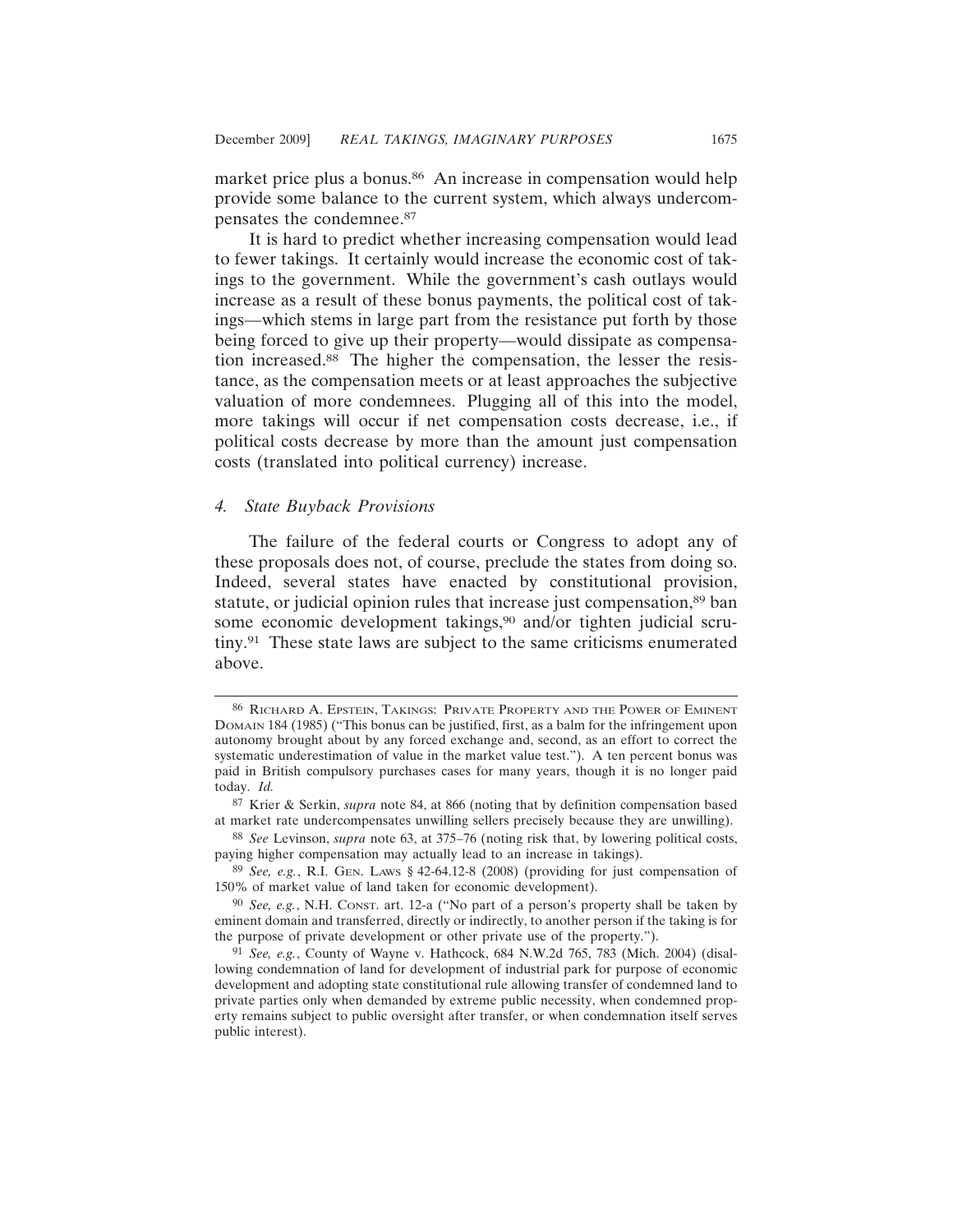market price plus a bonus.[86] An increase in compensation would help provide some balance to the current system, which always undercompensates the condemnee.[87]

It is hard to predict whether increasing compensation would lead to fewer takings. It certainly would increase the economic cost of takings to the government. While the government's cash outlays would increase as a result of these bonus payments, the political cost of takings—which stems in large part from the resistance put forth by those being forced to give up their property—would dissipate as compensation increased.[88] The higher the compensation, the lesser the resistance, as the compensation meets or at least approaches the subjective valuation of more condemnees. Plugging all of this into the model, more takings will occur if net compensation costs decrease, i.e., if political costs decrease by more than the amount just compensation costs (translated into political currency) increase.

#### *4. State Buyback Provisions*

The failure of the federal courts or Congress to adopt any of these proposals does not, of course, preclude the states from doing so. Indeed, several states have enacted by constitutional provision, statute, or judicial opinion rules that increase just compensation,[89] ban some economic development takings,[90] and/or tighten judicial scrutiny.[91] These state laws are subject to the same criticisms enumerated above.

---

[86] RICHARD A. EPSTEIN, TAKINGS: PRIVATE PROPERTY AND THE POWER OF EMINENT DOMAIN 184 (1985) ("This bonus can be justified, first, as a balm for the infringement upon autonomy brought about by any forced exchange and, second, as an effort to correct the systematic underestimation of value in the market value test."). A ten percent bonus was paid in British compulsory purchases cases for many years, though it is no longer paid today. *Id.*

[87] Krier & Serkin, *supra* note 84, at 866 (noting that by definition compensation based at market rate undercompensates unwilling sellers precisely because they are unwilling).

[88] *See* Levinson, *supra* note 63, at 375–76 (noting risk that, by lowering political costs, paying higher compensation may actually lead to an increase in takings).

[89] *See, e.g.*, R.I. GEN. LAWS § 42-64.12-8 (2008) (providing for just compensation of 150% of market value of land taken for economic development).

[90] *See, e.g.*, N.H. CONST. art. 12-a ("No part of a person's property shall be taken by eminent domain and transferred, directly or indirectly, to another person if the taking is for the purpose of private development or other private use of the property.").

[91] *See, e.g.*, County of Wayne v. Hathcock, 684 N.W.2d 765, 783 (Mich. 2004) (disallowing condemnation of land for development of industrial park for purpose of economic development and adopting state constitutional rule allowing transfer of condemned land to private parties only when demanded by extreme public necessity, when condemned property remains subject to public oversight after transfer, or when condemnation itself serves public interest).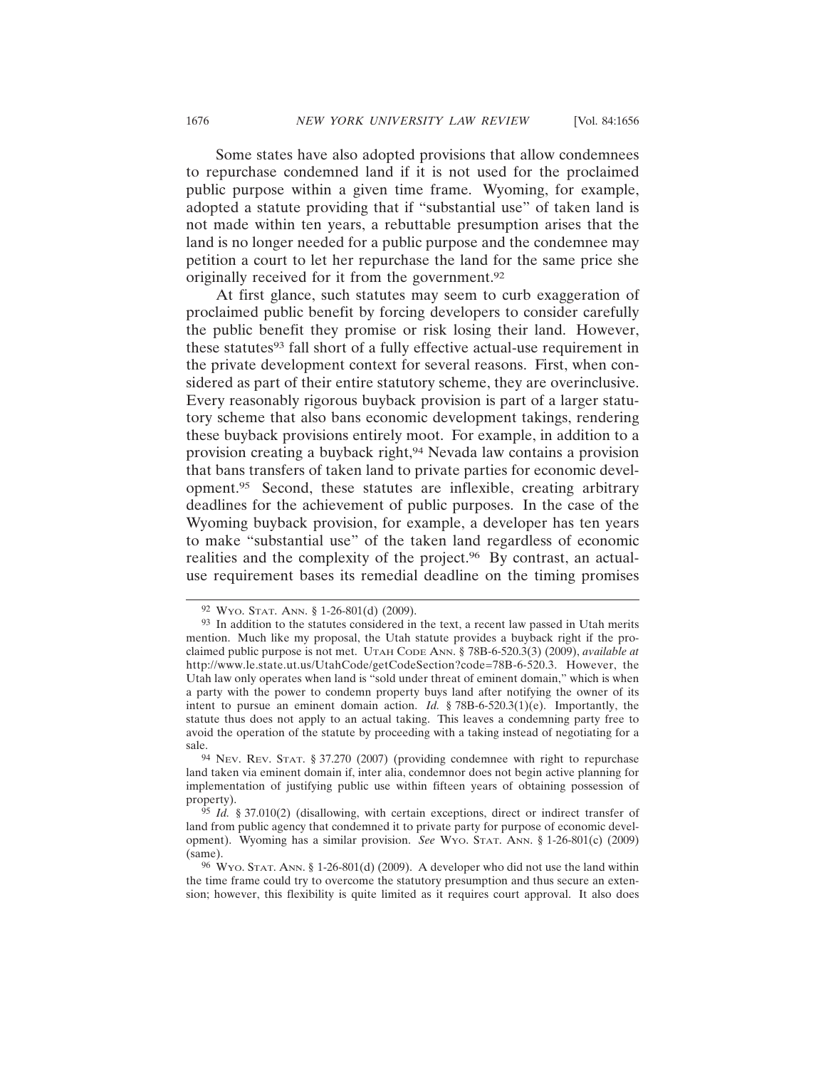Some states have also adopted provisions that allow condemnees to repurchase condemned land if it is not used for the proclaimed public purpose within a given time frame. Wyoming, for example, adopted a statute providing that if "substantial use" of taken land is not made within ten years, a rebuttable presumption arises that the land is no longer needed for a public purpose and the condemnee may petition a court to let her repurchase the land for the same price she originally received for it from the government.[92]

At first glance, such statutes may seem to curb exaggeration of proclaimed public benefit by forcing developers to consider carefully the public benefit they promise or risk losing their land. However, these statutes[93] fall short of a fully effective actual-use requirement in the private development context for several reasons. First, when considered as part of their entire statutory scheme, they are overinclusive. Every reasonably rigorous buyback provision is part of a larger statutory scheme that also bans economic development takings, rendering these buyback provisions entirely moot. For example, in addition to a provision creating a buyback right,[94] Nevada law contains a provision that bans transfers of taken land to private parties for economic development.[95] Second, these statutes are inflexible, creating arbitrary deadlines for the achievement of public purposes. In the case of the Wyoming buyback provision, for example, a developer has ten years to make "substantial use" of the taken land regardless of economic realities and the complexity of the project.[96] By contrast, an actual-use requirement bases its remedial deadline on the timing promises

---

[92] WYO. STAT. ANN. § 1-26-801(d) (2009).

[93] In addition to the statutes considered in the text, a recent law passed in Utah merits mention. Much like my proposal, the Utah statute provides a buyback right if the proclaimed public purpose is not met. UTAH CODE ANN. § 78B-6-520.3(3) (2009), *available at* http://www.le.state.ut.us/UtahCode/getCodeSection?code=78B-6-520.3. However, the Utah law only operates when land is "sold under threat of eminent domain," which is when a party with the power to condemn property buys land after notifying the owner of its intent to pursue an eminent domain action. *Id.* § 78B-6-520.3(1)(e). Importantly, the statute thus does not apply to an actual taking. This leaves a condemning party free to avoid the operation of the statute by proceeding with a taking instead of negotiating for a sale.

[94] NEV. REV. STAT. § 37.270 (2007) (providing condemnee with right to repurchase land taken via eminent domain if, inter alia, condemnor does not begin active planning for implementation of justifying public use within fifteen years of obtaining possession of property).

[95] *Id.* § 37.010(2) (disallowing, with certain exceptions, direct or indirect transfer of land from public agency that condemned it to private party for purpose of economic development). Wyoming has a similar provision. *See* WYO. STAT. ANN. § 1-26-801(c) (2009) (same).

[96] WYO. STAT. ANN. § 1-26-801(d) (2009). A developer who did not use the land within the time frame could try to overcome the statutory presumption and thus secure an extension; however, this flexibility is quite limited as it requires court approval. It also does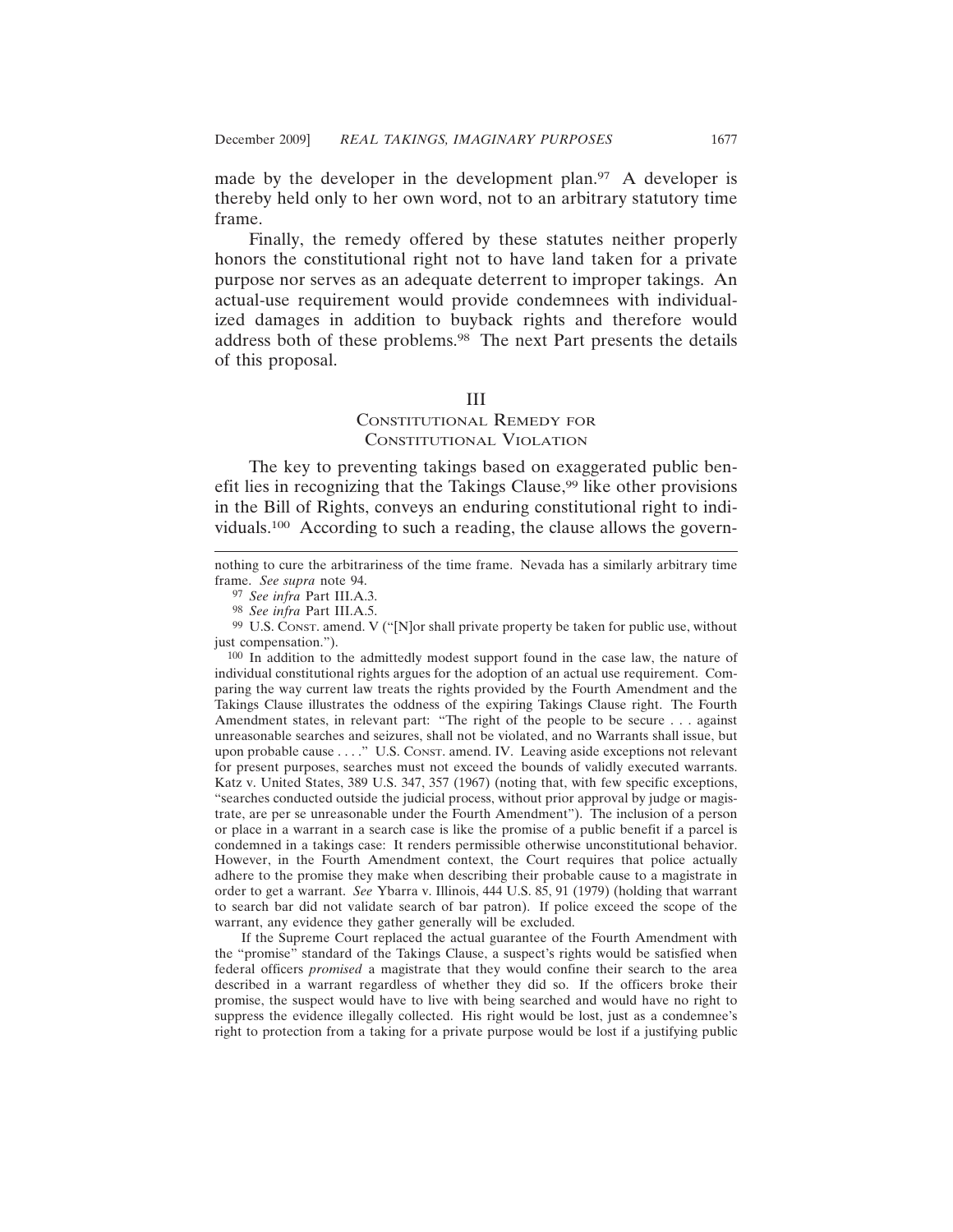made by the developer in the development plan.[97] A developer is thereby held only to her own word, not to an arbitrary statutory time frame.

Finally, the remedy offered by these statutes neither properly honors the constitutional right not to have land taken for a private purpose nor serves as an adequate deterrent to improper takings. An actual-use requirement would provide condemnees with individualized damages in addition to buyback rights and therefore would address both of these problems.[98] The next Part presents the details of this proposal.

## III
## Constitutional Remedy for Constitutional Violation

The key to preventing takings based on exaggerated public benefit lies in recognizing that the Takings Clause,[99] like other provisions in the Bill of Rights, conveys an enduring constitutional right to individuals.[100] According to such a reading, the clause allows the govern-

---

nothing to cure the arbitrariness of the time frame. Nevada has a similarly arbitrary time frame. *See supra* note 94.

[97] *See infra* Part III.A.3.

[98] *See infra* Part III.A.5.

[99] U.S. Const. amend. V ("[N]or shall private property be taken for public use, without just compensation.").

[100] In addition to the admittedly modest support found in the case law, the nature of individual constitutional rights argues for the adoption of an actual use requirement. Comparing the way current law treats the rights provided by the Fourth Amendment and the Takings Clause illustrates the oddness of the expiring Takings Clause right. The Fourth Amendment states, in relevant part: "The right of the people to be secure . . . against unreasonable searches and seizures, shall not be violated, and no Warrants shall issue, but upon probable cause . . . ." U.S. Const. amend. IV. Leaving aside exceptions not relevant for present purposes, searches must not exceed the bounds of validly executed warrants. Katz v. United States, 389 U.S. 347, 357 (1967) (noting that, with few specific exceptions, "searches conducted outside the judicial process, without prior approval by judge or magistrate, are per se unreasonable under the Fourth Amendment"). The inclusion of a person or place in a warrant in a search case is like the promise of a public benefit if a parcel is condemned in a takings case: It renders permissible otherwise unconstitutional behavior. However, in the Fourth Amendment context, the Court requires that police actually adhere to the promise they make when describing their probable cause to a magistrate in order to get a warrant. *See* Ybarra v. Illinois, 444 U.S. 85, 91 (1979) (holding that warrant to search bar did not validate search of bar patron). If police exceed the scope of the warrant, any evidence they gather generally will be excluded.

If the Supreme Court replaced the actual guarantee of the Fourth Amendment with the "promise" standard of the Takings Clause, a suspect's rights would be satisfied when federal officers *promised* a magistrate that they would confine their search to the area described in a warrant regardless of whether they did so. If the officers broke their promise, the suspect would have to live with being searched and would have no right to suppress the evidence illegally collected. His right would be lost, just as a condemnee's right to protection from a taking for a private purpose would be lost if a justifying public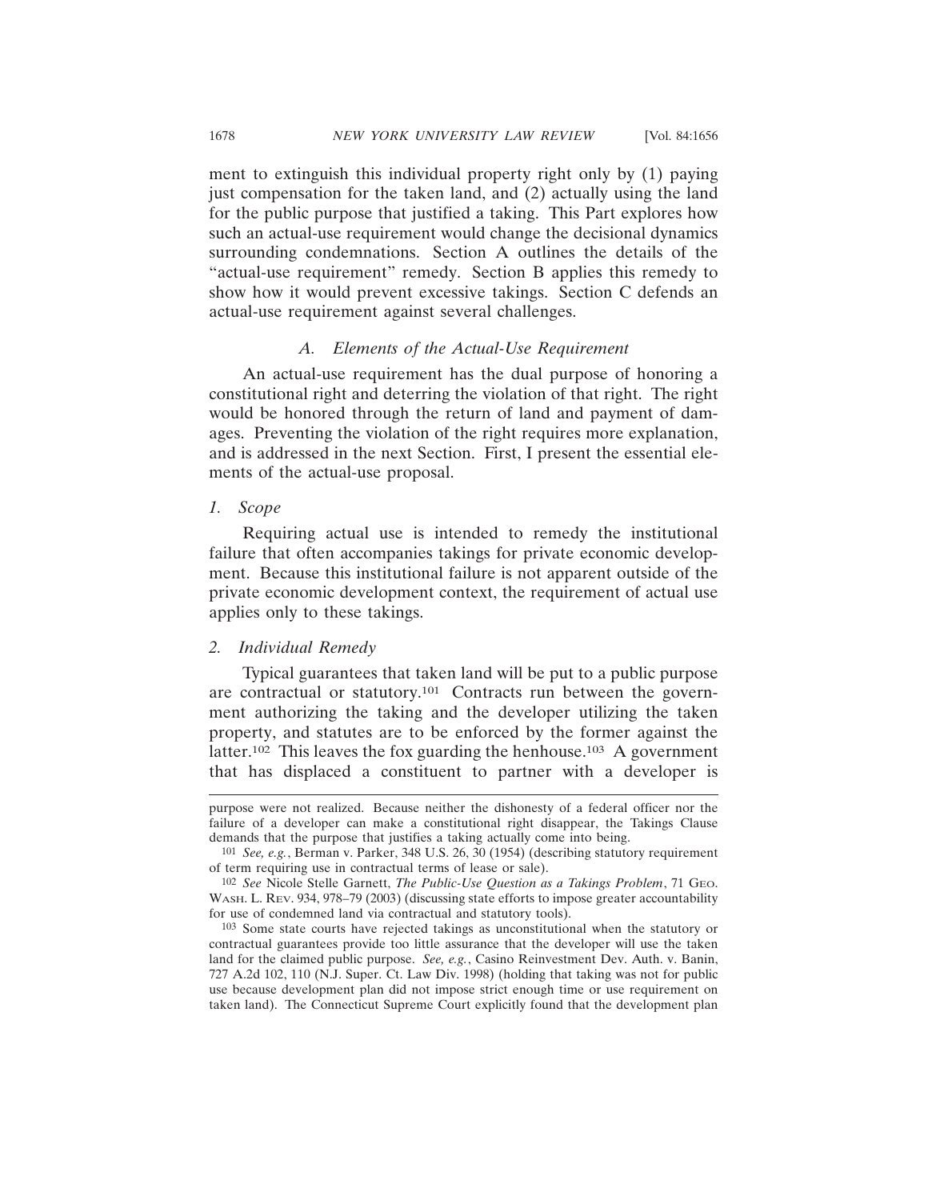ment to extinguish this individual property right only by (1) paying just compensation for the taken land, and (2) actually using the land for the public purpose that justified a taking. This Part explores how such an actual-use requirement would change the decisional dynamics surrounding condemnations. Section A outlines the details of the "actual-use requirement" remedy. Section B applies this remedy to show how it would prevent excessive takings. Section C defends an actual-use requirement against several challenges.

### *A. Elements of the Actual-Use Requirement*

An actual-use requirement has the dual purpose of honoring a constitutional right and deterring the violation of that right. The right would be honored through the return of land and payment of damages. Preventing the violation of the right requires more explanation, and is addressed in the next Section. First, I present the essential elements of the actual-use proposal.

#### *1. Scope*

Requiring actual use is intended to remedy the institutional failure that often accompanies takings for private economic development. Because this institutional failure is not apparent outside of the private economic development context, the requirement of actual use applies only to these takings.

#### *2. Individual Remedy*

Typical guarantees that taken land will be put to a public purpose are contractual or statutory.[101] Contracts run between the government authorizing the taking and the developer utilizing the taken property, and statutes are to be enforced by the former against the latter.[102] This leaves the fox guarding the henhouse.[103] A government that has displaced a constituent to partner with a developer is

---

purpose were not realized. Because neither the dishonesty of a federal officer nor the failure of a developer can make a constitutional right disappear, the Takings Clause demands that the purpose that justifies a taking actually come into being.

[101] *See, e.g.*, Berman v. Parker, 348 U.S. 26, 30 (1954) (describing statutory requirement of term requiring use in contractual terms of lease or sale).

[102] *See* Nicole Stelle Garnett, *The Public-Use Question as a Takings Problem*, 71 GEO. WASH. L. REV. 934, 978–79 (2003) (discussing state efforts to impose greater accountability for use of condemned land via contractual and statutory tools).

[103] Some state courts have rejected takings as unconstitutional when the statutory or contractual guarantees provide too little assurance that the developer will use the taken land for the claimed public purpose. *See, e.g.*, Casino Reinvestment Dev. Auth. v. Banin, 727 A.2d 102, 110 (N.J. Super. Ct. Law Div. 1998) (holding that taking was not for public use because development plan did not impose strict enough time or use requirement on taken land). The Connecticut Supreme Court explicitly found that the development plan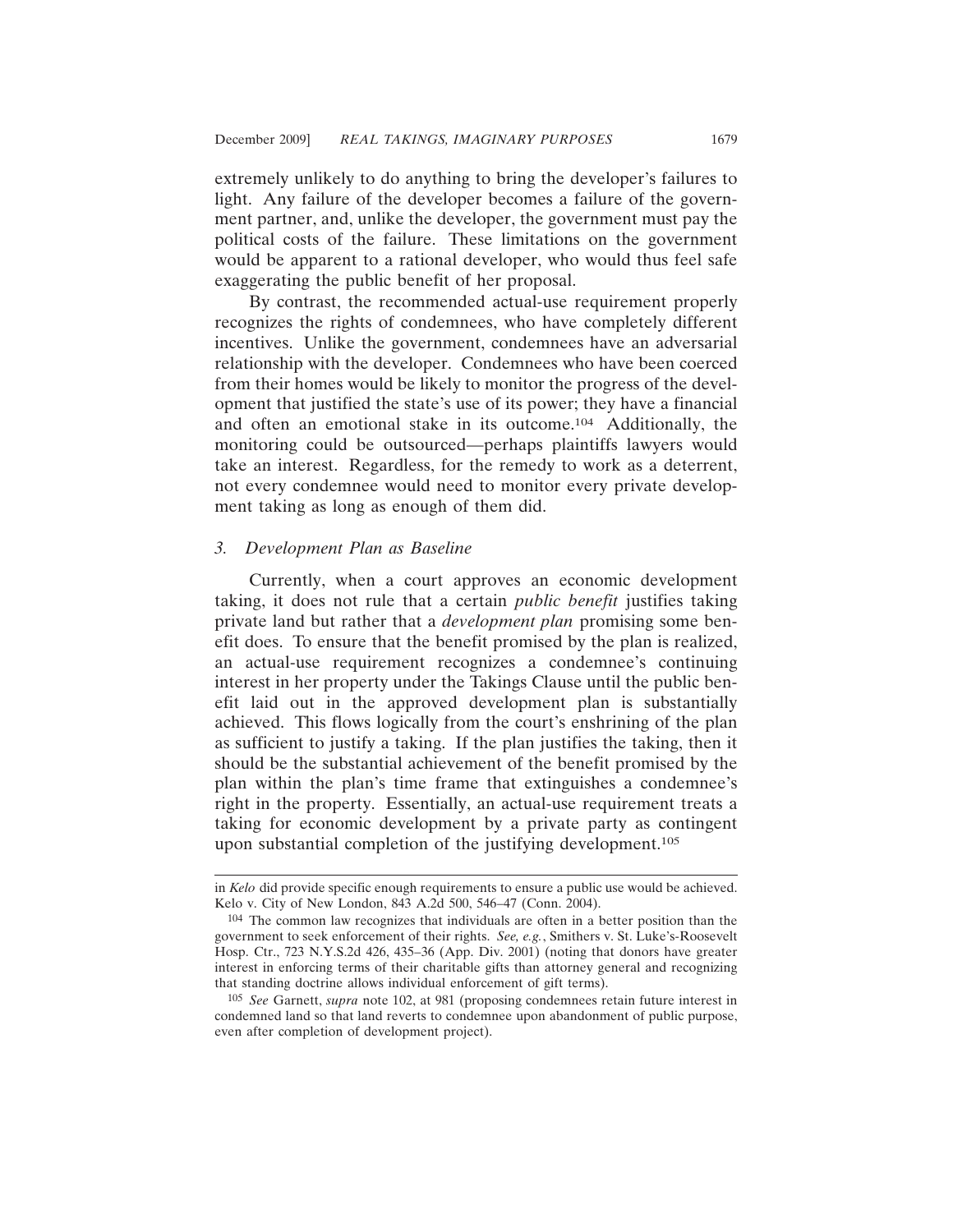extremely unlikely to do anything to bring the developer's failures to light. Any failure of the developer becomes a failure of the government partner, and, unlike the developer, the government must pay the political costs of the failure. These limitations on the government would be apparent to a rational developer, who would thus feel safe exaggerating the public benefit of her proposal.

By contrast, the recommended actual-use requirement properly recognizes the rights of condemnees, who have completely different incentives. Unlike the government, condemnees have an adversarial relationship with the developer. Condemnees who have been coerced from their homes would be likely to monitor the progress of the development that justified the state's use of its power; they have a financial and often an emotional stake in its outcome.[104] Additionally, the monitoring could be outsourced—perhaps plaintiffs lawyers would take an interest. Regardless, for the remedy to work as a deterrent, not every condemnee would need to monitor every private development taking as long as enough of them did.

### 3. *Development Plan as Baseline*

Currently, when a court approves an economic development taking, it does not rule that a certain *public benefit* justifies taking private land but rather that a *development plan* promising some benefit does. To ensure that the benefit promised by the plan is realized, an actual-use requirement recognizes a condemnee's continuing interest in her property under the Takings Clause until the public benefit laid out in the approved development plan is substantially achieved. This flows logically from the court's enshrining of the plan as sufficient to justify a taking. If the plan justifies the taking, then it should be the substantial achievement of the benefit promised by the plan within the plan's time frame that extinguishes a condemnee's right in the property. Essentially, an actual-use requirement treats a taking for economic development by a private party as contingent upon substantial completion of the justifying development.[105]

---

in *Kelo* did provide specific enough requirements to ensure a public use would be achieved. Kelo v. City of New London, 843 A.2d 500, 546–47 (Conn. 2004).

[104] The common law recognizes that individuals are often in a better position than the government to seek enforcement of their rights. *See, e.g.*, Smithers v. St. Luke's-Roosevelt Hosp. Ctr., 723 N.Y.S.2d 426, 435–36 (App. Div. 2001) (noting that donors have greater interest in enforcing terms of their charitable gifts than attorney general and recognizing that standing doctrine allows individual enforcement of gift terms).

[105] *See* Garnett, *supra* note 102, at 981 (proposing condemnees retain future interest in condemned land so that land reverts to condemnee upon abandonment of public purpose, even after completion of development project).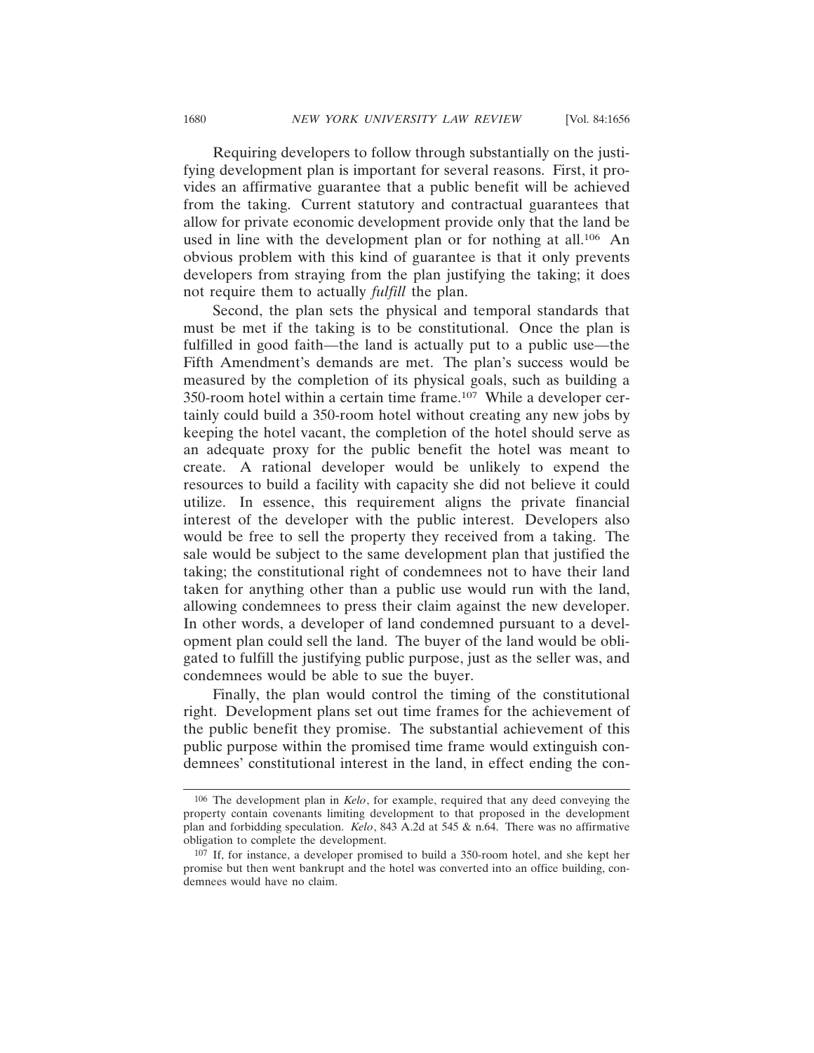Requiring developers to follow through substantially on the justifying development plan is important for several reasons. First, it provides an affirmative guarantee that a public benefit will be achieved from the taking. Current statutory and contractual guarantees that allow for private economic development provide only that the land be used in line with the development plan or for nothing at all.[106] An obvious problem with this kind of guarantee is that it only prevents developers from straying from the plan justifying the taking; it does not require them to actually *fulfill* the plan.

Second, the plan sets the physical and temporal standards that must be met if the taking is to be constitutional. Once the plan is fulfilled in good faith—the land is actually put to a public use—the Fifth Amendment's demands are met. The plan's success would be measured by the completion of its physical goals, such as building a 350-room hotel within a certain time frame.[107] While a developer certainly could build a 350-room hotel without creating any new jobs by keeping the hotel vacant, the completion of the hotel should serve as an adequate proxy for the public benefit the hotel was meant to create. A rational developer would be unlikely to expend the resources to build a facility with capacity she did not believe it could utilize. In essence, this requirement aligns the private financial interest of the developer with the public interest. Developers also would be free to sell the property they received from a taking. The sale would be subject to the same development plan that justified the taking; the constitutional right of condemnees not to have their land taken for anything other than a public use would run with the land, allowing condemnees to press their claim against the new developer. In other words, a developer of land condemned pursuant to a development plan could sell the land. The buyer of the land would be obligated to fulfill the justifying public purpose, just as the seller was, and condemnees would be able to sue the buyer.

Finally, the plan would control the timing of the constitutional right. Development plans set out time frames for the achievement of the public benefit they promise. The substantial achievement of this public purpose within the promised time frame would extinguish condemnees' constitutional interest in the land, in effect ending the con-

---

[106] The development plan in *Kelo*, for example, required that any deed conveying the property contain covenants limiting development to that proposed in the development plan and forbidding speculation. *Kelo*, 843 A.2d at 545 & n.64. There was no affirmative obligation to complete the development.

[107] If, for instance, a developer promised to build a 350-room hotel, and she kept her promise but then went bankrupt and the hotel was converted into an office building, condemnees would have no claim.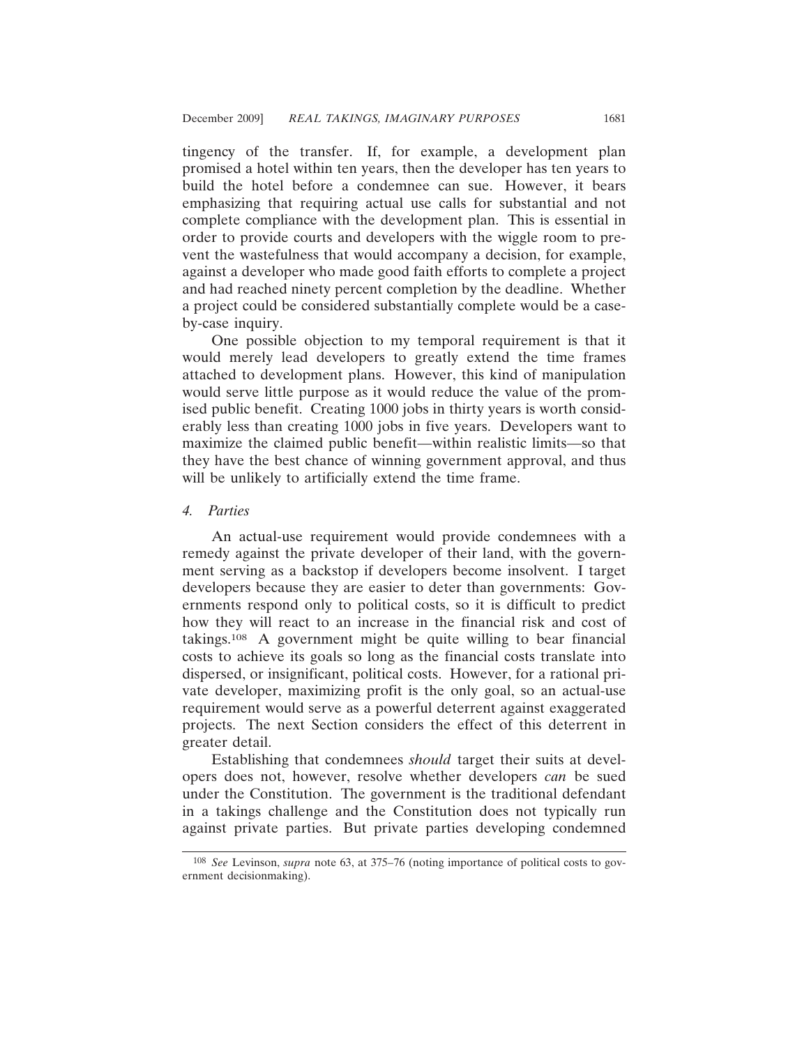tingency of the transfer. If, for example, a development plan promised a hotel within ten years, then the developer has ten years to build the hotel before a condemnee can sue. However, it bears emphasizing that requiring actual use calls for substantial and not complete compliance with the development plan. This is essential in order to provide courts and developers with the wiggle room to prevent the wastefulness that would accompany a decision, for example, against a developer who made good faith efforts to complete a project and had reached ninety percent completion by the deadline. Whether a project could be considered substantially complete would be a case-by-case inquiry.

One possible objection to my temporal requirement is that it would merely lead developers to greatly extend the time frames attached to development plans. However, this kind of manipulation would serve little purpose as it would reduce the value of the promised public benefit. Creating 1000 jobs in thirty years is worth considerably less than creating 1000 jobs in five years. Developers want to maximize the claimed public benefit—within realistic limits—so that they have the best chance of winning government approval, and thus will be unlikely to artificially extend the time frame.

#### *4. Parties*

An actual-use requirement would provide condemnees with a remedy against the private developer of their land, with the government serving as a backstop if developers become insolvent. I target developers because they are easier to deter than governments: Governments respond only to political costs, so it is difficult to predict how they will react to an increase in the financial risk and cost of takings.[108] A government might be quite willing to bear financial costs to achieve its goals so long as the financial costs translate into dispersed, or insignificant, political costs. However, for a rational private developer, maximizing profit is the only goal, so an actual-use requirement would serve as a powerful deterrent against exaggerated projects. The next Section considers the effect of this deterrent in greater detail.

Establishing that condemnees *should* target their suits at developers does not, however, resolve whether developers *can* be sued under the Constitution. The government is the traditional defendant in a takings challenge and the Constitution does not typically run against private parties. But private parties developing condemned

---

[108] *See* Levinson, *supra* note 63, at 375–76 (noting importance of political costs to government decisionmaking).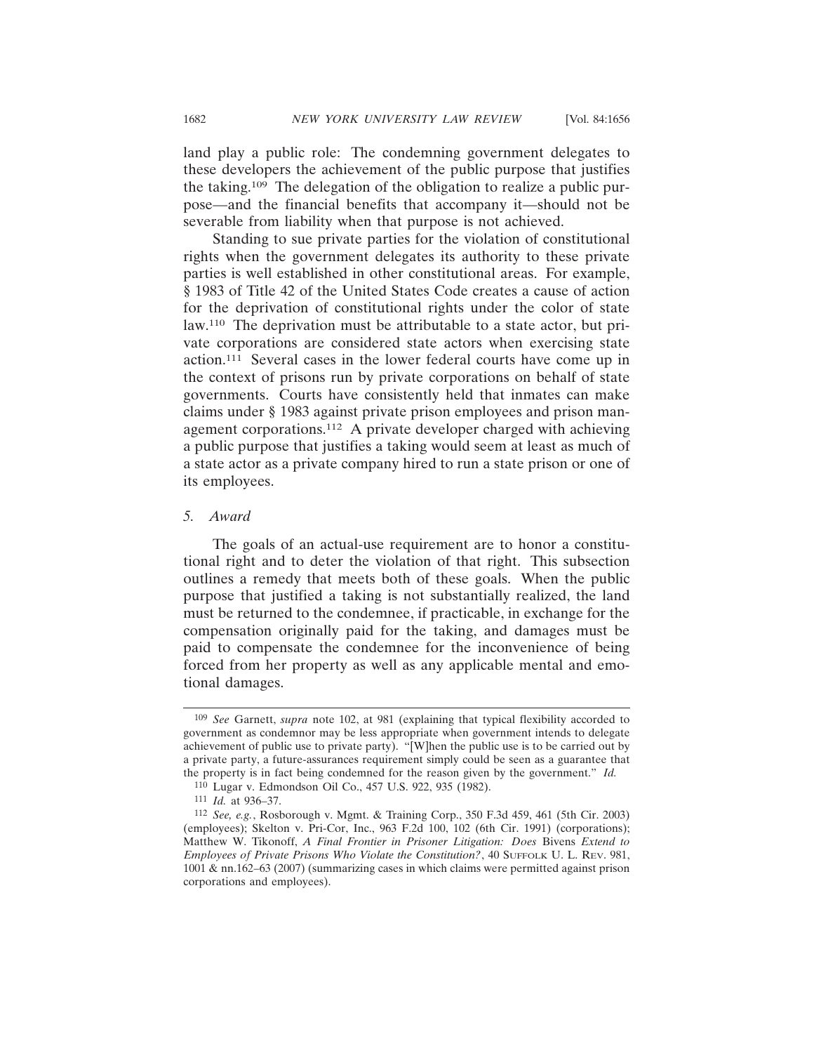land play a public role: The condemning government delegates to these developers the achievement of the public purpose that justifies the taking.[109] The delegation of the obligation to realize a public purpose—and the financial benefits that accompany it—should not be severable from liability when that purpose is not achieved.

Standing to sue private parties for the violation of constitutional rights when the government delegates its authority to these private parties is well established in other constitutional areas. For example, § 1983 of Title 42 of the United States Code creates a cause of action for the deprivation of constitutional rights under the color of state law.[110] The deprivation must be attributable to a state actor, but private corporations are considered state actors when exercising state action.[111] Several cases in the lower federal courts have come up in the context of prisons run by private corporations on behalf of state governments. Courts have consistently held that inmates can make claims under § 1983 against private prison employees and prison management corporations.[112] A private developer charged with achieving a public purpose that justifies a taking would seem at least as much of a state actor as a private company hired to run a state prison or one of its employees.

### *5. Award*

The goals of an actual-use requirement are to honor a constitutional right and to deter the violation of that right. This subsection outlines a remedy that meets both of these goals. When the public purpose that justified a taking is not substantially realized, the land must be returned to the condemnee, if practicable, in exchange for the compensation originally paid for the taking, and damages must be paid to compensate the condemnee for the inconvenience of being forced from her property as well as any applicable mental and emotional damages.

---

[109] *See* Garnett, *supra* note 102, at 981 (explaining that typical flexibility accorded to government as condemnor may be less appropriate when government intends to delegate achievement of public use to private party). "[W]hen the public use is to be carried out by a private party, a future-assurances requirement simply could be seen as a guarantee that the property is in fact being condemned for the reason given by the government." *Id.*

[110] Lugar v. Edmondson Oil Co., 457 U.S. 922, 935 (1982).

[111] *Id.* at 936–37.

[112] *See, e.g.*, Rosborough v. Mgmt. & Training Corp., 350 F.3d 459, 461 (5th Cir. 2003) (employees); Skelton v. Pri-Cor, Inc., 963 F.2d 100, 102 (6th Cir. 1991) (corporations); Matthew W. Tikonoff, *A Final Frontier in Prisoner Litigation: Does* Bivens *Extend to Employees of Private Prisons Who Violate the Constitution?*, 40 SUFFOLK U. L. REV. 981, 1001 & nn.162–63 (2007) (summarizing cases in which claims were permitted against prison corporations and employees).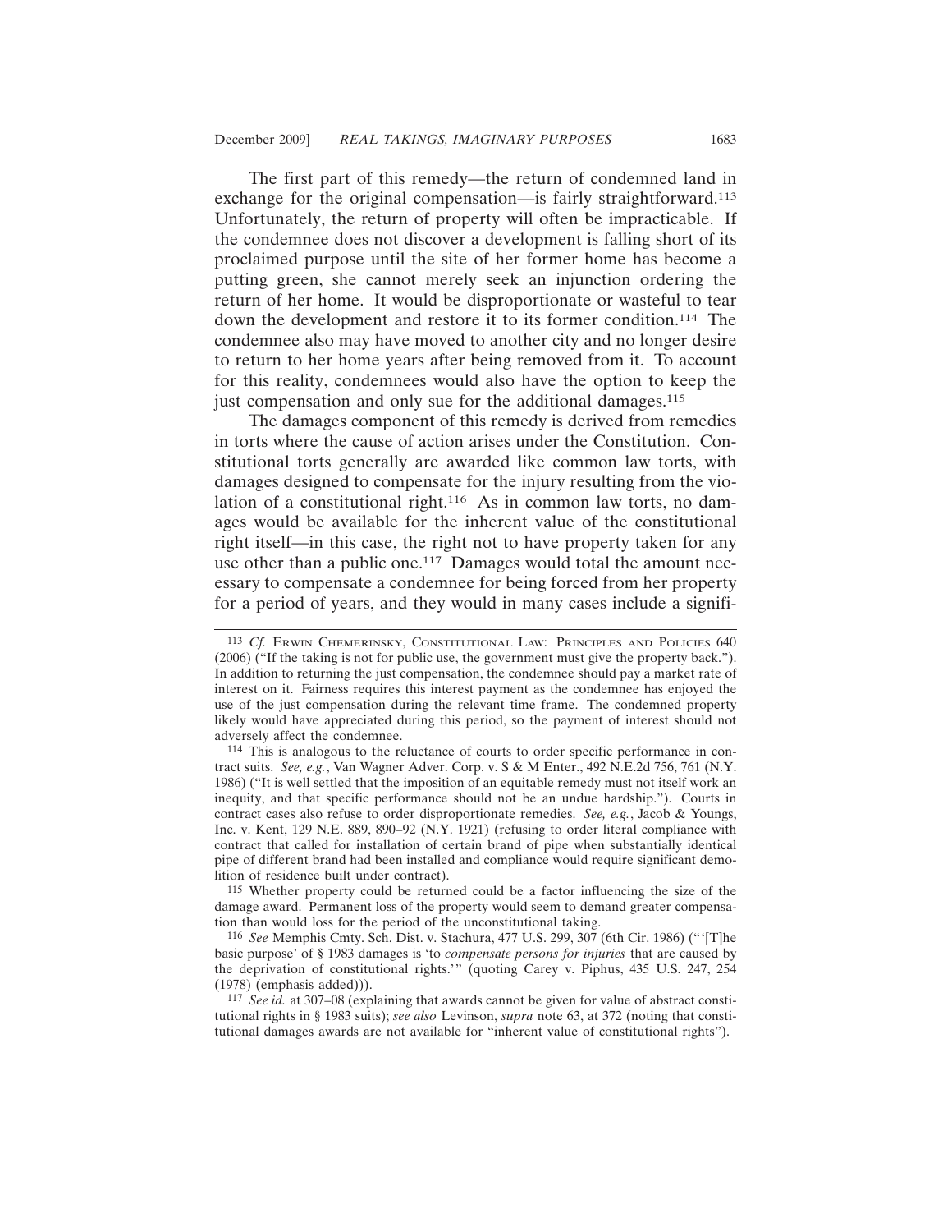The first part of this remedy—the return of condemned land in exchange for the original compensation—is fairly straightforward.[113] Unfortunately, the return of property will often be impracticable. If the condemnee does not discover a development is falling short of its proclaimed purpose until the site of her former home has become a putting green, she cannot merely seek an injunction ordering the return of her home. It would be disproportionate or wasteful to tear down the development and restore it to its former condition.[114] The condemnee also may have moved to another city and no longer desire to return to her home years after being removed from it. To account for this reality, condemnees would also have the option to keep the just compensation and only sue for the additional damages.[115]

The damages component of this remedy is derived from remedies in torts where the cause of action arises under the Constitution. Constitutional torts generally are awarded like common law torts, with damages designed to compensate for the injury resulting from the violation of a constitutional right.[116] As in common law torts, no damages would be available for the inherent value of the constitutional right itself—in this case, the right not to have property taken for any use other than a public one.[117] Damages would total the amount necessary to compensate a condemnee for being forced from her property for a period of years, and they would in many cases include a signifi-

---

[113] *Cf.* Erwin Chemerinsky, Constitutional Law: Principles and Policies 640 (2006) ("If the taking is not for public use, the government must give the property back."). In addition to returning the just compensation, the condemnee should pay a market rate of interest on it. Fairness requires this interest payment as the condemnee has enjoyed the use of the just compensation during the relevant time frame. The condemned property likely would have appreciated during this period, so the payment of interest should not adversely affect the condemnee.

[114] This is analogous to the reluctance of courts to order specific performance in contract suits. *See, e.g.*, Van Wagner Adver. Corp. v. S & M Enter., 492 N.E.2d 756, 761 (N.Y. 1986) ("It is well settled that the imposition of an equitable remedy must not itself work an inequity, and that specific performance should not be an undue hardship."). Courts in contract cases also refuse to order disproportionate remedies. *See, e.g.*, Jacob & Youngs, Inc. v. Kent, 129 N.E. 889, 890–92 (N.Y. 1921) (refusing to order literal compliance with contract that called for installation of certain brand of pipe when substantially identical pipe of different brand had been installed and compliance would require significant demolition of residence built under contract).

[115] Whether property could be returned could be a factor influencing the size of the damage award. Permanent loss of the property would seem to demand greater compensation than would loss for the period of the unconstitutional taking.

[116] *See* Memphis Cmty. Sch. Dist. v. Stachura, 477 U.S. 299, 307 (6th Cir. 1986) ("'[T]he basic purpose' of § 1983 damages is 'to *compensate persons for injuries* that are caused by the deprivation of constitutional rights.'" (quoting Carey v. Piphus, 435 U.S. 247, 254 (1978) (emphasis added))).

[117] *See id.* at 307–08 (explaining that awards cannot be given for value of abstract constitutional rights in § 1983 suits); *see also* Levinson, *supra* note 63, at 372 (noting that constitutional damages awards are not available for "inherent value of constitutional rights").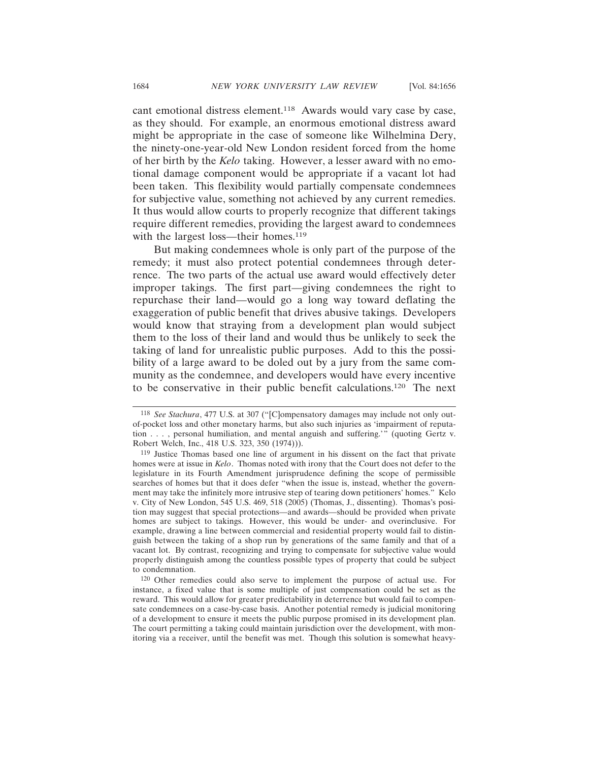cant emotional distress element.[118] Awards would vary case by case, as they should. For example, an enormous emotional distress award might be appropriate in the case of someone like Wilhelmina Dery, the ninety-one-year-old New London resident forced from the home of her birth by the *Kelo* taking. However, a lesser award with no emotional damage component would be appropriate if a vacant lot had been taken. This flexibility would partially compensate condemnees for subjective value, something not achieved by any current remedies. It thus would allow courts to properly recognize that different takings require different remedies, providing the largest award to condemnees with the largest loss—their homes.[119]

But making condemnees whole is only part of the purpose of the remedy; it must also protect potential condemnees through deterrence. The two parts of the actual use award would effectively deter improper takings. The first part—giving condemnees the right to repurchase their land—would go a long way toward deflating the exaggeration of public benefit that drives abusive takings. Developers would know that straying from a development plan would subject them to the loss of their land and would thus be unlikely to seek the taking of land for unrealistic public purposes. Add to this the possibility of a large award to be doled out by a jury from the same community as the condemnee, and developers would have every incentive to be conservative in their public benefit calculations.[120] The next

---

[118] *See Stachura*, 477 U.S. at 307 ("[C]ompensatory damages may include not only out-of-pocket loss and other monetary harms, but also such injuries as 'impairment of reputation . . . , personal humiliation, and mental anguish and suffering.'" (quoting Gertz v. Robert Welch, Inc., 418 U.S. 323, 350 (1974))).

[119] Justice Thomas based one line of argument in his dissent on the fact that private homes were at issue in *Kelo*. Thomas noted with irony that the Court does not defer to the legislature in its Fourth Amendment jurisprudence defining the scope of permissible searches of homes but that it does defer "when the issue is, instead, whether the government may take the infinitely more intrusive step of tearing down petitioners' homes." Kelo v. City of New London, 545 U.S. 469, 518 (2005) (Thomas, J., dissenting). Thomas's position may suggest that special protections—and awards—should be provided when private homes are subject to takings. However, this would be under- and overinclusive. For example, drawing a line between commercial and residential property would fail to distinguish between the taking of a shop run by generations of the same family and that of a vacant lot. By contrast, recognizing and trying to compensate for subjective value would properly distinguish among the countless possible types of property that could be subject to condemnation.

[120] Other remedies could also serve to implement the purpose of actual use. For instance, a fixed value that is some multiple of just compensation could be set as the reward. This would allow for greater predictability in deterrence but would fail to compensate condemnees on a case-by-case basis. Another potential remedy is judicial monitoring of a development to ensure it meets the public purpose promised in its development plan. The court permitting a taking could maintain jurisdiction over the development, with monitoring via a receiver, until the benefit was met. Though this solution is somewhat heavy-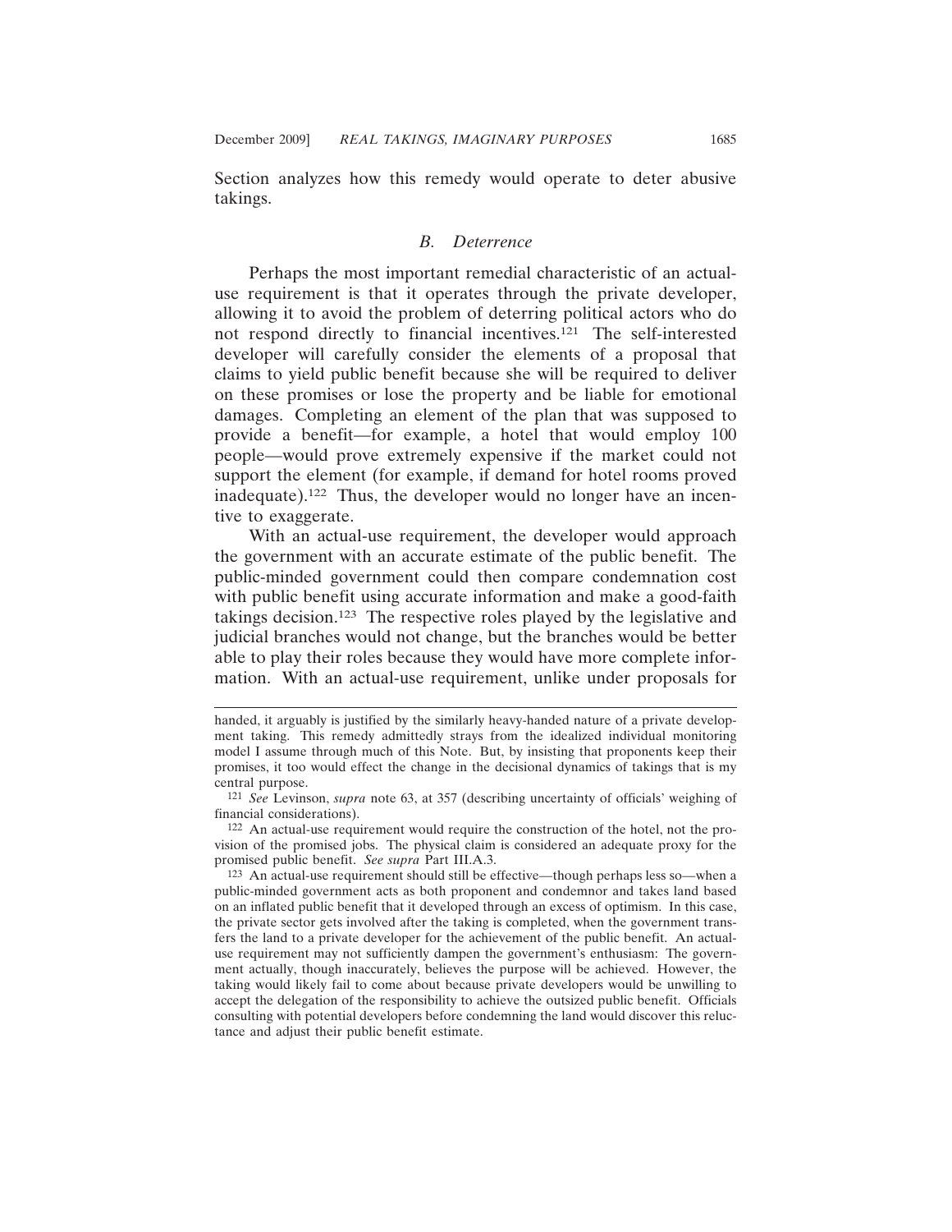Section analyzes how this remedy would operate to deter abusive takings.

### *B. Deterrence*

Perhaps the most important remedial characteristic of an actual-use requirement is that it operates through the private developer, allowing it to avoid the problem of deterring political actors who do not respond directly to financial incentives.[121] The self-interested developer will carefully consider the elements of a proposal that claims to yield public benefit because she will be required to deliver on these promises or lose the property and be liable for emotional damages. Completing an element of the plan that was supposed to provide a benefit—for example, a hotel that would employ 100 people—would prove extremely expensive if the market could not support the element (for example, if demand for hotel rooms proved inadequate).[122] Thus, the developer would no longer have an incentive to exaggerate.

With an actual-use requirement, the developer would approach the government with an accurate estimate of the public benefit. The public-minded government could then compare condemnation cost with public benefit using accurate information and make a good-faith takings decision.[123] The respective roles played by the legislative and judicial branches would not change, but the branches would be better able to play their roles because they would have more complete information. With an actual-use requirement, unlike under proposals for

---

handed, it arguably is justified by the similarly heavy-handed nature of a private development taking. This remedy admittedly strays from the idealized individual monitoring model I assume through much of this Note. But, by insisting that proponents keep their promises, it too would effect the change in the decisional dynamics of takings that is my central purpose.

[121] *See* Levinson, *supra* note 63, at 357 (describing uncertainty of officials' weighing of financial considerations).

[122] An actual-use requirement would require the construction of the hotel, not the provision of the promised jobs. The physical claim is considered an adequate proxy for the promised public benefit. *See supra* Part III.A.3.

[123] An actual-use requirement should still be effective—though perhaps less so—when a public-minded government acts as both proponent and condemnor and takes land based on an inflated public benefit that it developed through an excess of optimism. In this case, the private sector gets involved after the taking is completed, when the government transfers the land to a private developer for the achievement of the public benefit. An actual-use requirement may not sufficiently dampen the government's enthusiasm: The government actually, though inaccurately, believes the purpose will be achieved. However, the taking would likely fail to come about because private developers would be unwilling to accept the delegation of the responsibility to achieve the outsized public benefit. Officials consulting with potential developers before condemning the land would discover this reluctance and adjust their public benefit estimate.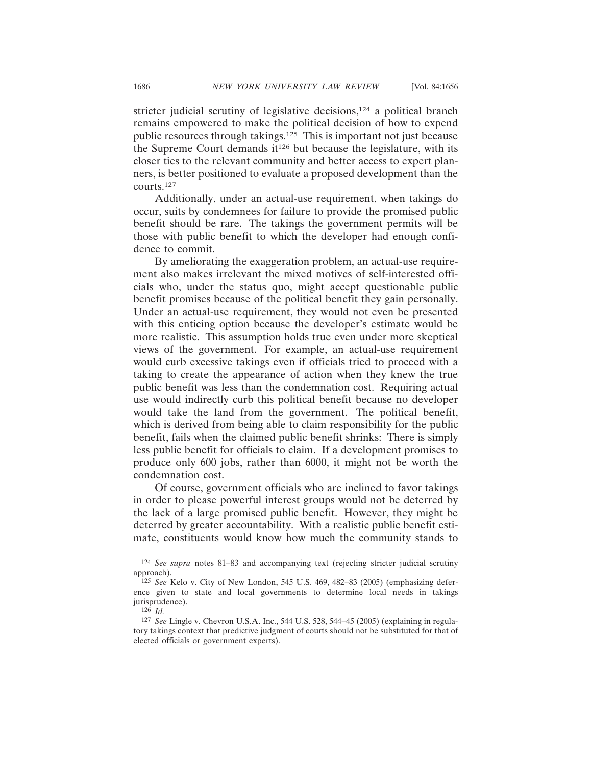stricter judicial scrutiny of legislative decisions,[124] a political branch remains empowered to make the political decision of how to expend public resources through takings.[125] This is important not just because the Supreme Court demands it[126] but because the legislature, with its closer ties to the relevant community and better access to expert planners, is better positioned to evaluate a proposed development than the courts.[127]

Additionally, under an actual-use requirement, when takings do occur, suits by condemnees for failure to provide the promised public benefit should be rare. The takings the government permits will be those with public benefit to which the developer had enough confidence to commit.

By ameliorating the exaggeration problem, an actual-use requirement also makes irrelevant the mixed motives of self-interested officials who, under the status quo, might accept questionable public benefit promises because of the political benefit they gain personally. Under an actual-use requirement, they would not even be presented with this enticing option because the developer's estimate would be more realistic. This assumption holds true even under more skeptical views of the government. For example, an actual-use requirement would curb excessive takings even if officials tried to proceed with a taking to create the appearance of action when they knew the true public benefit was less than the condemnation cost. Requiring actual use would indirectly curb this political benefit because no developer would take the land from the government. The political benefit, which is derived from being able to claim responsibility for the public benefit, fails when the claimed public benefit shrinks: There is simply less public benefit for officials to claim. If a development promises to produce only 600 jobs, rather than 6000, it might not be worth the condemnation cost.

Of course, government officials who are inclined to favor takings in order to please powerful interest groups would not be deterred by the lack of a large promised public benefit. However, they might be deterred by greater accountability. With a realistic public benefit estimate, constituents would know how much the community stands to

---

[124] *See supra* notes 81–83 and accompanying text (rejecting stricter judicial scrutiny approach).

[125] *See* Kelo v. City of New London, 545 U.S. 469, 482–83 (2005) (emphasizing deference given to state and local governments to determine local needs in takings jurisprudence).

[126] *Id.*

[127] *See* Lingle v. Chevron U.S.A. Inc., 544 U.S. 528, 544–45 (2005) (explaining in regulatory takings context that predictive judgment of courts should not be substituted for that of elected officials or government experts).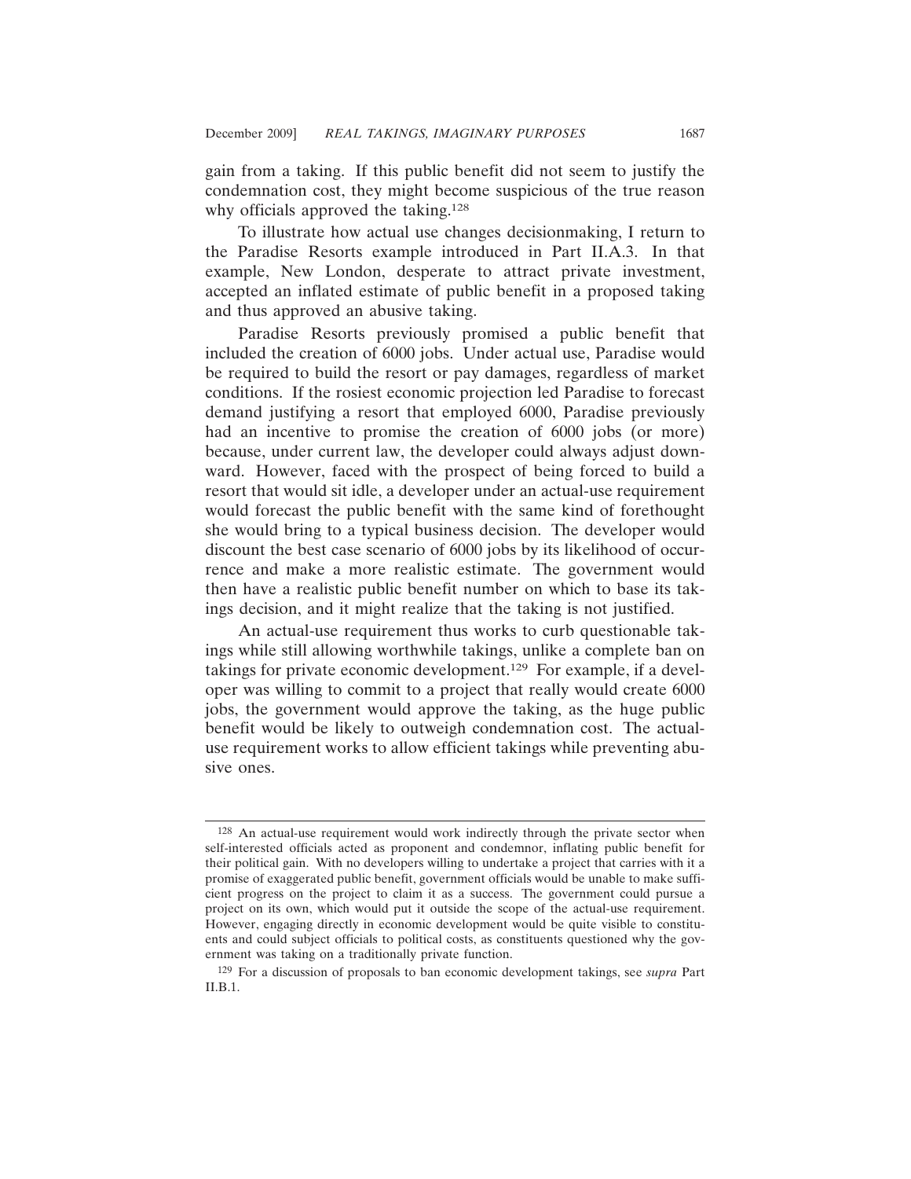gain from a taking. If this public benefit did not seem to justify the condemnation cost, they might become suspicious of the true reason why officials approved the taking.[128]

To illustrate how actual use changes decisionmaking, I return to the Paradise Resorts example introduced in Part II.A.3. In that example, New London, desperate to attract private investment, accepted an inflated estimate of public benefit in a proposed taking and thus approved an abusive taking.

Paradise Resorts previously promised a public benefit that included the creation of 6000 jobs. Under actual use, Paradise would be required to build the resort or pay damages, regardless of market conditions. If the rosiest economic projection led Paradise to forecast demand justifying a resort that employed 6000, Paradise previously had an incentive to promise the creation of 6000 jobs (or more) because, under current law, the developer could always adjust downward. However, faced with the prospect of being forced to build a resort that would sit idle, a developer under an actual-use requirement would forecast the public benefit with the same kind of forethought she would bring to a typical business decision. The developer would discount the best case scenario of 6000 jobs by its likelihood of occurrence and make a more realistic estimate. The government would then have a realistic public benefit number on which to base its takings decision, and it might realize that the taking is not justified.

An actual-use requirement thus works to curb questionable takings while still allowing worthwhile takings, unlike a complete ban on takings for private economic development.[129] For example, if a developer was willing to commit to a project that really would create 6000 jobs, the government would approve the taking, as the huge public benefit would be likely to outweigh condemnation cost. The actual-use requirement works to allow efficient takings while preventing abusive ones.

---

[128] An actual-use requirement would work indirectly through the private sector when self-interested officials acted as proponent and condemnor, inflating public benefit for their political gain. With no developers willing to undertake a project that carries with it a promise of exaggerated public benefit, government officials would be unable to make sufficient progress on the project to claim it as a success. The government could pursue a project on its own, which would put it outside the scope of the actual-use requirement. However, engaging directly in economic development would be quite visible to constituents and could subject officials to political costs, as constituents questioned why the government was taking on a traditionally private function.

[129] For a discussion of proposals to ban economic development takings, see *supra* Part II.B.1.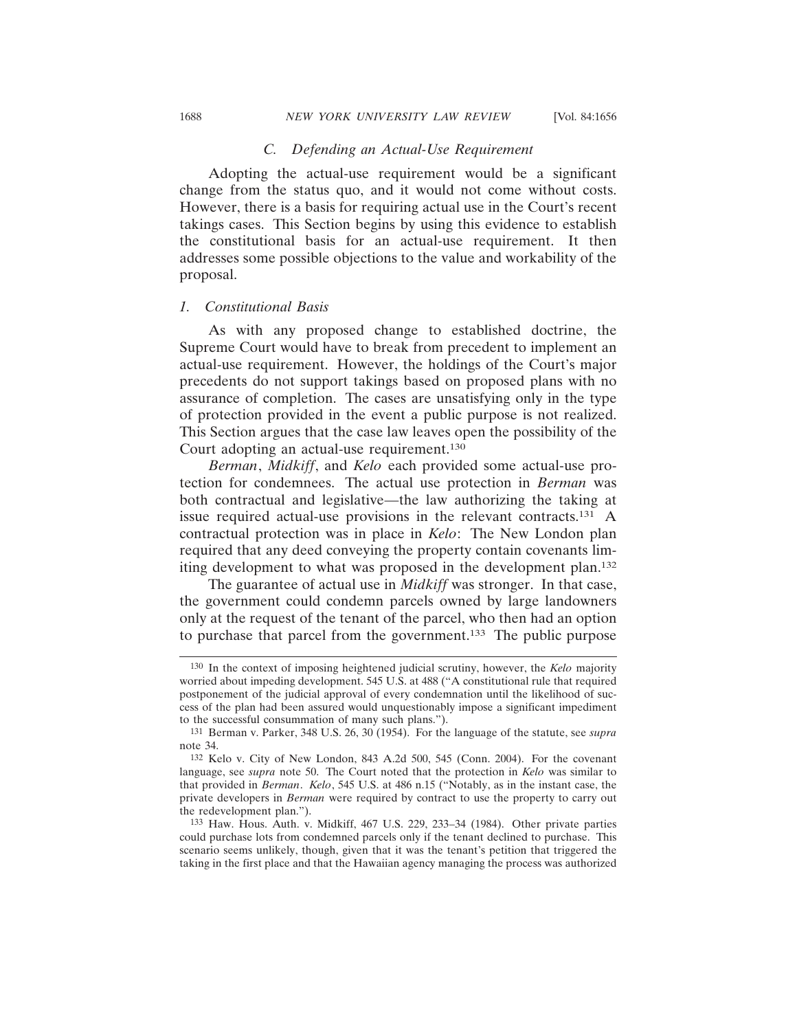### *C. Defending an Actual-Use Requirement*

Adopting the actual-use requirement would be a significant change from the status quo, and it would not come without costs. However, there is a basis for requiring actual use in the Court's recent takings cases. This Section begins by using this evidence to establish the constitutional basis for an actual-use requirement. It then addresses some possible objections to the value and workability of the proposal.

#### *1. Constitutional Basis*

As with any proposed change to established doctrine, the Supreme Court would have to break from precedent to implement an actual-use requirement. However, the holdings of the Court's major precedents do not support takings based on proposed plans with no assurance of completion. The cases are unsatisfying only in the type of protection provided in the event a public purpose is not realized. This Section argues that the case law leaves open the possibility of the Court adopting an actual-use requirement.[130]

*Berman*, *Midkiff*, and *Kelo* each provided some actual-use protection for condemnees. The actual use protection in *Berman* was both contractual and legislative—the law authorizing the taking at issue required actual-use provisions in the relevant contracts.[131] A contractual protection was in place in *Kelo*: The New London plan required that any deed conveying the property contain covenants limiting development to what was proposed in the development plan.[132]

The guarantee of actual use in *Midkiff* was stronger. In that case, the government could condemn parcels owned by large landowners only at the request of the tenant of the parcel, who then had an option to purchase that parcel from the government.[133] The public purpose

---

130 In the context of imposing heightened judicial scrutiny, however, the *Kelo* majority worried about impeding development. 545 U.S. at 488 ("A constitutional rule that required postponement of the judicial approval of every condemnation until the likelihood of success of the plan had been assured would unquestionably impose a significant impediment to the successful consummation of many such plans.").

131 Berman v. Parker, 348 U.S. 26, 30 (1954). For the language of the statute, see *supra* note 34.

132 Kelo v. City of New London, 843 A.2d 500, 545 (Conn. 2004). For the covenant language, see *supra* note 50. The Court noted that the protection in *Kelo* was similar to that provided in *Berman*. *Kelo*, 545 U.S. at 486 n.15 ("Notably, as in the instant case, the private developers in *Berman* were required by contract to use the property to carry out the redevelopment plan.").

133 Haw. Hous. Auth. v. Midkiff, 467 U.S. 229, 233–34 (1984). Other private parties could purchase lots from condemned parcels only if the tenant declined to purchase. This scenario seems unlikely, though, given that it was the tenant's petition that triggered the taking in the first place and that the Hawaiian agency managing the process was authorized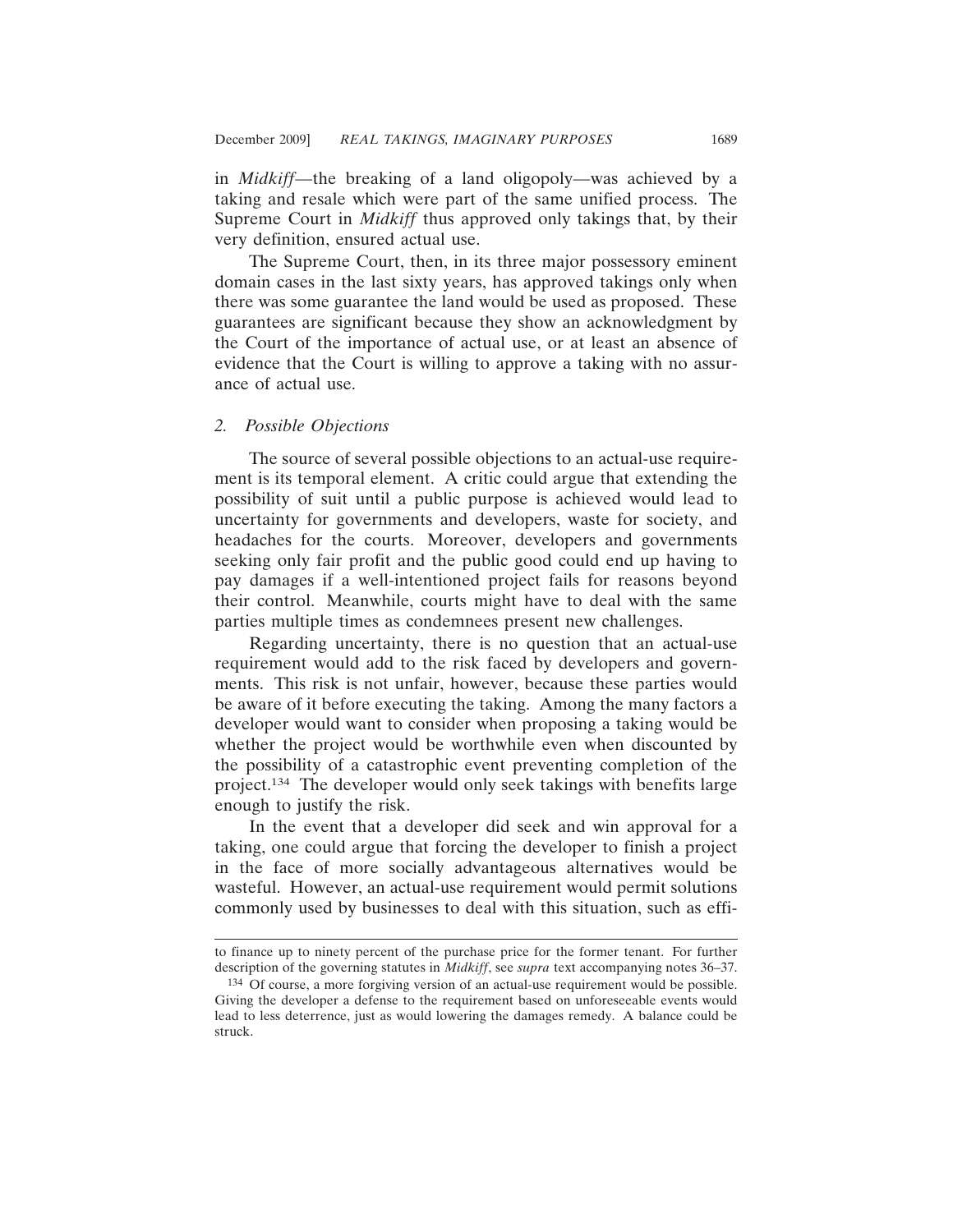in *Midkiff*—the breaking of a land oligopoly—was achieved by a taking and resale which were part of the same unified process. The Supreme Court in *Midkiff* thus approved only takings that, by their very definition, ensured actual use.

The Supreme Court, then, in its three major possessory eminent domain cases in the last sixty years, has approved takings only when there was some guarantee the land would be used as proposed. These guarantees are significant because they show an acknowledgment by the Court of the importance of actual use, or at least an absence of evidence that the Court is willing to approve a taking with no assurance of actual use.

### *2. Possible Objections*

The source of several possible objections to an actual-use requirement is its temporal element. A critic could argue that extending the possibility of suit until a public purpose is achieved would lead to uncertainty for governments and developers, waste for society, and headaches for the courts. Moreover, developers and governments seeking only fair profit and the public good could end up having to pay damages if a well-intentioned project fails for reasons beyond their control. Meanwhile, courts might have to deal with the same parties multiple times as condemnees present new challenges.

Regarding uncertainty, there is no question that an actual-use requirement would add to the risk faced by developers and governments. This risk is not unfair, however, because these parties would be aware of it before executing the taking. Among the many factors a developer would want to consider when proposing a taking would be whether the project would be worthwhile even when discounted by the possibility of a catastrophic event preventing completion of the project.[134] The developer would only seek takings with benefits large enough to justify the risk.

In the event that a developer did seek and win approval for a taking, one could argue that forcing the developer to finish a project in the face of more socially advantageous alternatives would be wasteful. However, an actual-use requirement would permit solutions commonly used by businesses to deal with this situation, such as effi-

---

to finance up to ninety percent of the purchase price for the former tenant. For further description of the governing statutes in *Midkiff*, see *supra* text accompanying notes 36–37.

[134] Of course, a more forgiving version of an actual-use requirement would be possible. Giving the developer a defense to the requirement based on unforeseeable events would lead to less deterrence, just as would lowering the damages remedy. A balance could be struck.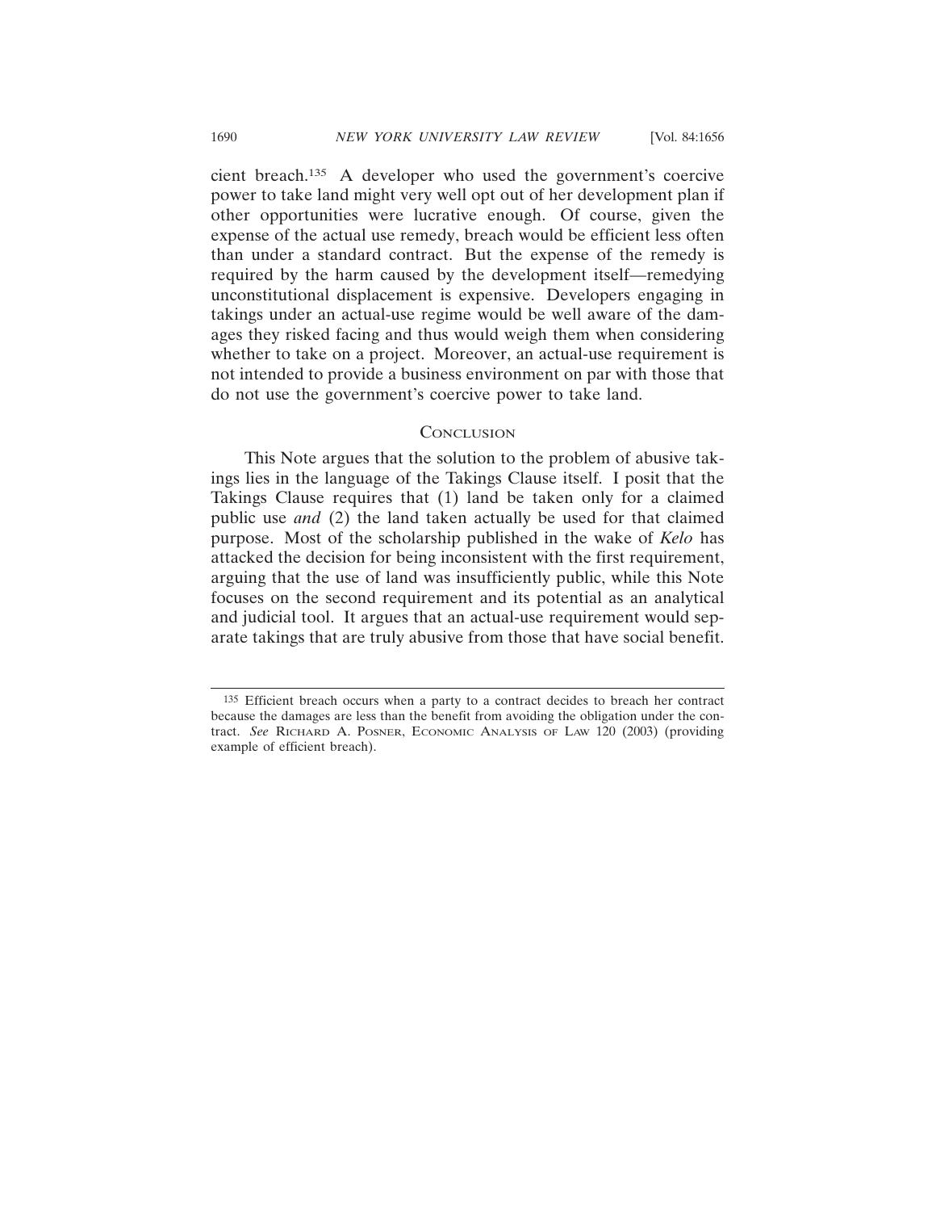cient breach.[135] A developer who used the government's coercive power to take land might very well opt out of her development plan if other opportunities were lucrative enough. Of course, given the expense of the actual use remedy, breach would be efficient less often than under a standard contract. But the expense of the remedy is required by the harm caused by the development itself—remedying unconstitutional displacement is expensive. Developers engaging in takings under an actual-use regime would be well aware of the damages they risked facing and thus would weigh them when considering whether to take on a project. Moreover, an actual-use requirement is not intended to provide a business environment on par with those that do not use the government's coercive power to take land.

## Conclusion

This Note argues that the solution to the problem of abusive takings lies in the language of the Takings Clause itself. I posit that the Takings Clause requires that (1) land be taken only for a claimed public use *and* (2) the land taken actually be used for that claimed purpose. Most of the scholarship published in the wake of *Kelo* has attacked the decision for being inconsistent with the first requirement, arguing that the use of land was insufficiently public, while this Note focuses on the second requirement and its potential as an analytical and judicial tool. It argues that an actual-use requirement would separate takings that are truly abusive from those that have social benefit.

---

[135] Efficient breach occurs when a party to a contract decides to breach her contract because the damages are less than the benefit from avoiding the obligation under the contract. *See* Richard A. Posner, Economic Analysis of Law 120 (2003) (providing example of efficient breach).